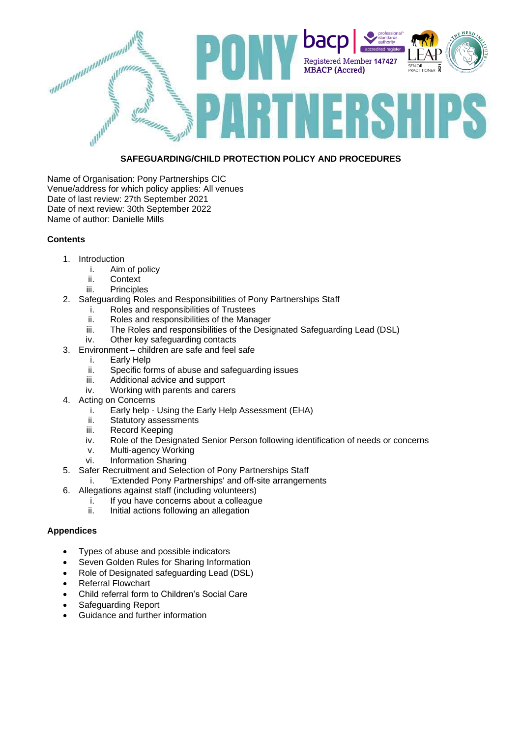# PONY PARTNERSHIPS

bacp | professional standards authority accredited register

Registered Member 147427
MBACP (Accred)

LEAP SENIOR PRACTITIONER 2021

THE HERD INSTITUTE

## SAFEGUARDING/CHILD PROTECTION POLICY AND PROCEDURES

Name of Organisation: Pony Partnerships CIC
Venue/address for which policy applies: All venues
Date of last review: 27th September 2021
Date of next review: 30th September 2022
Name of author: Danielle Mills

**Contents**

1. Introduction
   i. Aim of policy
   ii. Context
   iii. Principles
2. Safeguarding Roles and Responsibilities of Pony Partnerships Staff
   i. Roles and responsibilities of Trustees
   ii. Roles and responsibilities of the Manager
   iii. The Roles and responsibilities of the Designated Safeguarding Lead (DSL)
   iv. Other key safeguarding contacts
3. Environment – children are safe and feel safe
   i. Early Help
   ii. Specific forms of abuse and safeguarding issues
   iii. Additional advice and support
   iv. Working with parents and carers
4. Acting on Concerns
   i. Early help - Using the Early Help Assessment (EHA)
   ii. Statutory assessments
   iii. Record Keeping
   iv. Role of the Designated Senior Person following identification of needs or concerns
   v. Multi-agency Working
   vi. Information Sharing
5. Safer Recruitment and Selection of Pony Partnerships Staff
   i. 'Extended Pony Partnerships' and off-site arrangements
6. Allegations against staff (including volunteers)
   i. If you have concerns about a colleague
   ii. Initial actions following an allegation

**Appendices**

- Types of abuse and possible indicators
- Seven Golden Rules for Sharing Information
- Role of Designated safeguarding Lead (DSL)
- Referral Flowchart
- Child referral form to Children's Social Care
- Safeguarding Report
- Guidance and further information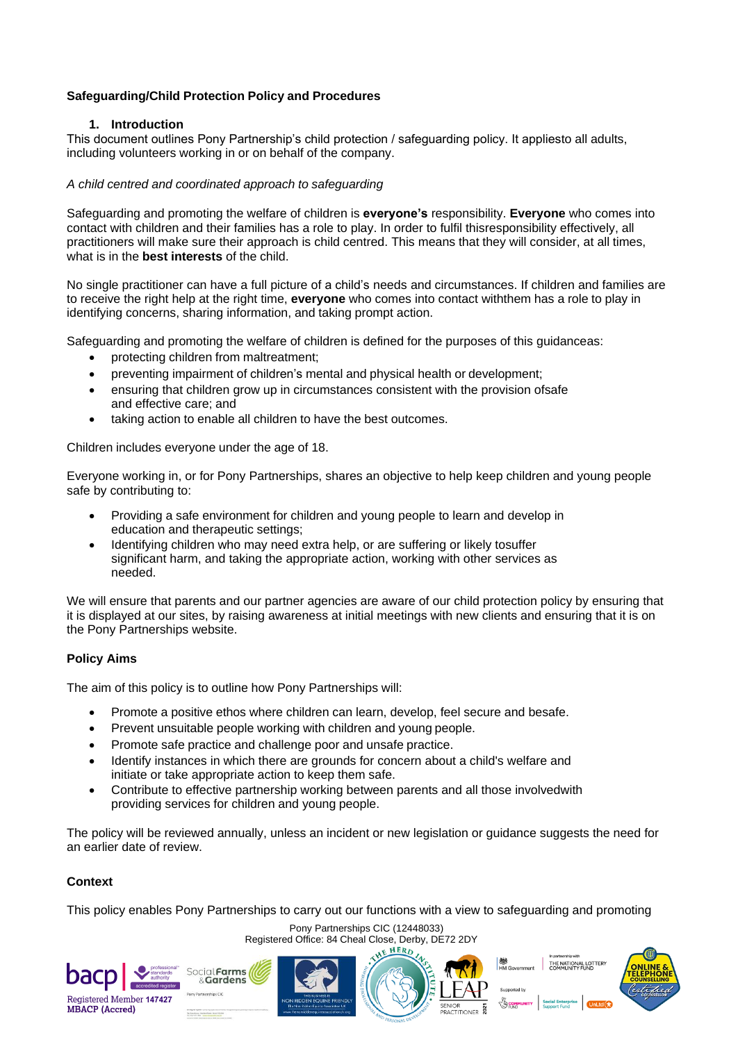**Safeguarding/Child Protection Policy and Procedures**

## 1. Introduction

This document outlines Pony Partnership's child protection / safeguarding policy. It appliesto all adults, including volunteers working in or on behalf of the company.

*A child centred and coordinated approach to safeguarding*

Safeguarding and promoting the welfare of children is **everyone's** responsibility. **Everyone** who comes into contact with children and their families has a role to play. In order to fulfil thisresponsibility effectively, all practitioners will make sure their approach is child centred. This means that they will consider, at all times, what is in the **best interests** of the child.

No single practitioner can have a full picture of a child's needs and circumstances. If children and families are to receive the right help at the right time, **everyone** who comes into contact withthem has a role to play in identifying concerns, sharing information, and taking prompt action.

Safeguarding and promoting the welfare of children is defined for the purposes of this guidanceas:

- protecting children from maltreatment;
- preventing impairment of children's mental and physical health or development;
- ensuring that children grow up in circumstances consistent with the provision ofsafe and effective care; and
- taking action to enable all children to have the best outcomes.

Children includes everyone under the age of 18.

Everyone working in, or for Pony Partnerships, shares an objective to help keep children and young people safe by contributing to:

- Providing a safe environment for children and young people to learn and develop in education and therapeutic settings;
- Identifying children who may need extra help, or are suffering or likely tosuffer significant harm, and taking the appropriate action, working with other services as needed.

We will ensure that parents and our partner agencies are aware of our child protection policy by ensuring that it is displayed at our sites, by raising awareness at initial meetings with new clients and ensuring that it is on the Pony Partnerships website.

**Policy Aims**

The aim of this policy is to outline how Pony Partnerships will:

- Promote a positive ethos where children can learn, develop, feel secure and besafe.
- Prevent unsuitable people working with children and young people.
- Promote safe practice and challenge poor and unsafe practice.
- Identify instances in which there are grounds for concern about a child's welfare and initiate or take appropriate action to keep them safe.
- Contribute to effective partnership working between parents and all those involvedwith providing services for children and young people.

The policy will be reviewed annually, unless an incident or new legislation or guidance suggests the need for an earlier date of review.

**Context**

This policy enables Pony Partnerships to carry out our functions with a view to safeguarding and promoting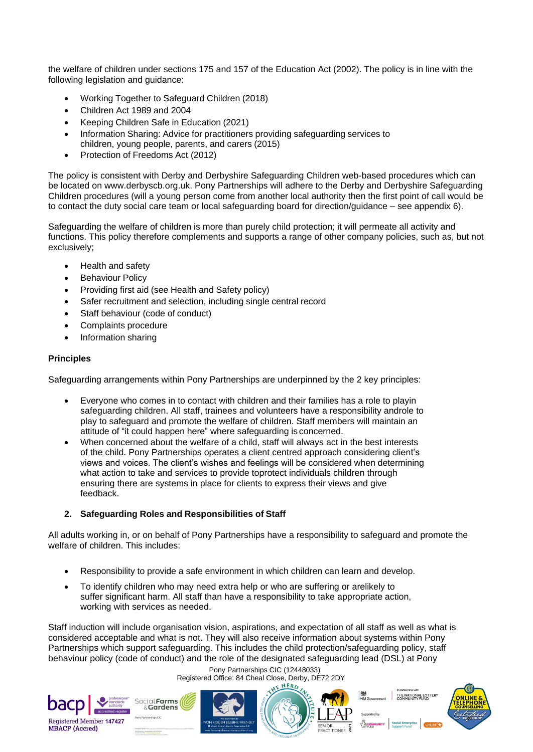the welfare of children under sections 175 and 157 of the Education Act (2002). The policy is in line with the following legislation and guidance:

- Working Together to Safeguard Children (2018)
- Children Act 1989 and 2004
- Keeping Children Safe in Education (2021)
- Information Sharing: Advice for practitioners providing safeguarding services to children, young people, parents, and carers (2015)
- Protection of Freedoms Act (2012)

The policy is consistent with Derby and Derbyshire Safeguarding Children web-based procedures which can be located on www.derbyscb.org.uk. Pony Partnerships will adhere to the Derby and Derbyshire Safeguarding Children procedures (will a young person come from another local authority then the first point of call would be to contact the duty social care team or local safeguarding board for direction/guidance – see appendix 6).

Safeguarding the welfare of children is more than purely child protection; it will permeate all activity and functions. This policy therefore complements and supports a range of other company policies, such as, but not exclusively;

- Health and safety
- Behaviour Policy
- Providing first aid (see Health and Safety policy)
- Safer recruitment and selection, including single central record
- Staff behaviour (code of conduct)
- Complaints procedure
- Information sharing

**Principles**

Safeguarding arrangements within Pony Partnerships are underpinned by the 2 key principles:

- Everyone who comes in to contact with children and their families has a role to playin safeguarding children. All staff, trainees and volunteers have a responsibility androle to play to safeguard and promote the welfare of children. Staff members will maintain an attitude of "it could happen here" where safeguarding is concerned.
- When concerned about the welfare of a child, staff will always act in the best interests of the child. Pony Partnerships operates a client centred approach considering client's views and voices. The client's wishes and feelings will be considered when determining what action to take and services to provide toprotect individuals children through ensuring there are systems in place for clients to express their views and give feedback.

## 2. Safeguarding Roles and Responsibilities of Staff

All adults working in, or on behalf of Pony Partnerships have a responsibility to safeguard and promote the welfare of children. This includes:

- Responsibility to provide a safe environment in which children can learn and develop.
- To identify children who may need extra help or who are suffering or arelikely to suffer significant harm. All staff than have a responsibility to take appropriate action, working with services as needed.

Staff induction will include organisation vision, aspirations, and expectation of all staff as well as what is considered acceptable and what is not. They will also receive information about systems within Pony Partnerships which support safeguarding. This includes the child protection/safeguarding policy, staff behaviour policy (code of conduct) and the role of the designated safeguarding lead (DSL) at Pony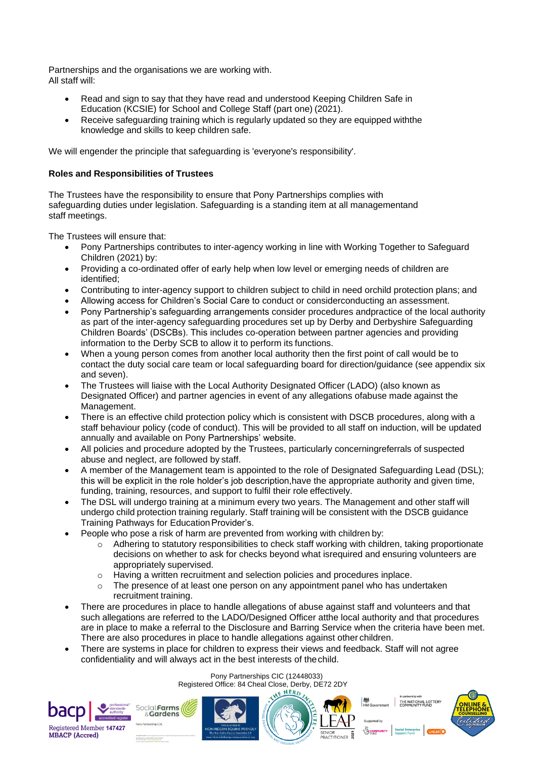Partnerships and the organisations we are working with.
All staff will:

- Read and sign to say that they have read and understood Keeping Children Safe in Education (KCSIE) for School and College Staff (part one) (2021).
- Receive safeguarding training which is regularly updated so they are equipped withthe knowledge and skills to keep children safe.

We will engender the principle that safeguarding is 'everyone's responsibility'.

**Roles and Responsibilities of Trustees**

The Trustees have the responsibility to ensure that Pony Partnerships complies with safeguarding duties under legislation. Safeguarding is a standing item at all managementand staff meetings.

The Trustees will ensure that:

- Pony Partnerships contributes to inter-agency working in line with Working Together to Safeguard Children (2021) by:
- Providing a co-ordinated offer of early help when low level or emerging needs of children are identified;
- Contributing to inter-agency support to children subject to child in need orchild protection plans; and
- Allowing access for Children's Social Care to conduct or considerconducting an assessment.
- Pony Partnership's safeguarding arrangements consider procedures andpractice of the local authority as part of the inter-agency safeguarding procedures set up by Derby and Derbyshire Safeguarding Children Boards' (DSCBs). This includes co-operation between partner agencies and providing information to the Derby SCB to allow it to perform its functions.
- When a young person comes from another local authority then the first point of call would be to contact the duty social care team or local safeguarding board for direction/guidance (see appendix six and seven).
- The Trustees will liaise with the Local Authority Designated Officer (LADO) (also known as Designated Officer) and partner agencies in event of any allegations ofabuse made against the Management.
- There is an effective child protection policy which is consistent with DSCB procedures, along with a staff behaviour policy (code of conduct). This will be provided to all staff on induction, will be updated annually and available on Pony Partnerships' website.
- All policies and procedure adopted by the Trustees, particularly concerningreferrals of suspected abuse and neglect, are followed by staff.
- A member of the Management team is appointed to the role of Designated Safeguarding Lead (DSL); this will be explicit in the role holder's job description,have the appropriate authority and given time, funding, training, resources, and support to fulfil their role effectively.
- The DSL will undergo training at a minimum every two years. The Management and other staff will undergo child protection training regularly. Staff training will be consistent with the DSCB guidance Training Pathways for Education Provider's.
- People who pose a risk of harm are prevented from working with children by:
    - Adhering to statutory responsibilities to check staff working with children, taking proportionate decisions on whether to ask for checks beyond what isrequired and ensuring volunteers are appropriately supervised.
    - Having a written recruitment and selection policies and procedures inplace.
    - The presence of at least one person on any appointment panel who has undertaken recruitment training.
- There are procedures in place to handle allegations of abuse against staff and volunteers and that such allegations are referred to the LADO/Designed Officer atthe local authority and that procedures are in place to make a referral to the Disclosure and Barring Service when the criteria have been met. There are also procedures in place to handle allegations against other children.
- There are systems in place for children to express their views and feedback. Staff will not agree confidentiality and will always act in the best interests of thechild.

Pony Partnerships CIC (12448033)
Registered Office: 84 Cheal Close, Derby, DE72 2DY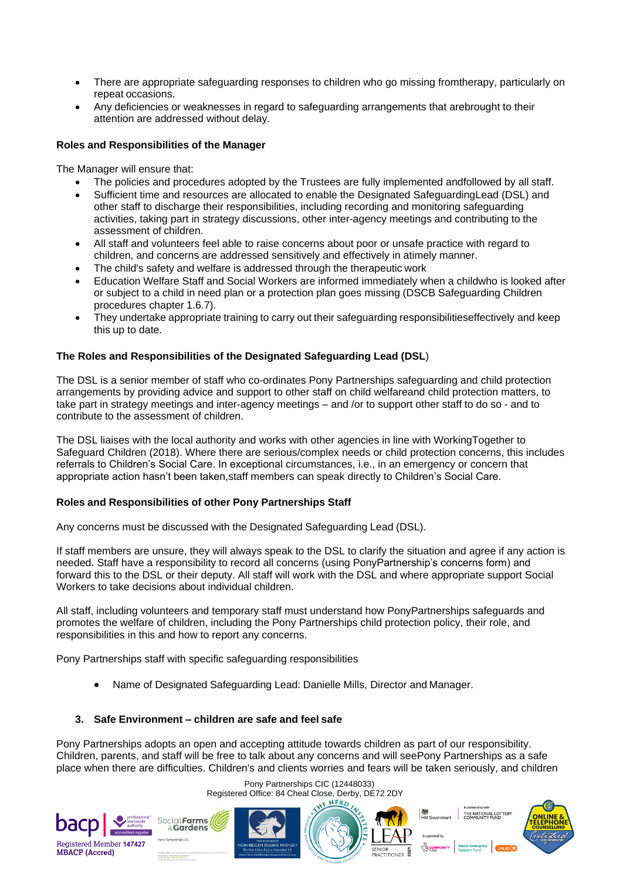- There are appropriate safeguarding responses to children who go missing fromtherapy, particularly on repeat occasions.
- Any deficiencies or weaknesses in regard to safeguarding arrangements that arebrought to their attention are addressed without delay.

**Roles and Responsibilities of the Manager**

The Manager will ensure that:

- The policies and procedures adopted by the Trustees are fully implemented andfollowed by all staff.
- Sufficient time and resources are allocated to enable the Designated SafeguardingLead (DSL) and other staff to discharge their responsibilities, including recording and monitoring safeguarding activities, taking part in strategy discussions, other inter-agency meetings and contributing to the assessment of children.
- All staff and volunteers feel able to raise concerns about poor or unsafe practice with regard to children, and concerns are addressed sensitively and effectively in atimely manner.
- The child's safety and welfare is addressed through the therapeutic work
- Education Welfare Staff and Social Workers are informed immediately when a childwho is looked after or subject to a child in need plan or a protection plan goes missing (DSCB Safeguarding Children procedures chapter 1.6.7).
- They undertake appropriate training to carry out their safeguarding responsibilitieseffectively and keep this up to date.

**The Roles and Responsibilities of the Designated Safeguarding Lead (DSL)**

The DSL is a senior member of staff who co-ordinates Pony Partnerships safeguarding and child protection arrangements by providing advice and support to other staff on child welfareand child protection matters, to take part in strategy meetings and inter-agency meetings – and /or to support other staff to do so - and to contribute to the assessment of children.

The DSL liaises with the local authority and works with other agencies in line with WorkingTogether to Safeguard Children (2018). Where there are serious/complex needs or child protection concerns, this includes referrals to Children's Social Care. In exceptional circumstances, i.e., in an emergency or concern that appropriate action hasn't been taken,staff members can speak directly to Children's Social Care.

**Roles and Responsibilities of other Pony Partnerships Staff**

Any concerns must be discussed with the Designated Safeguarding Lead (DSL).

If staff members are unsure, they will always speak to the DSL to clarify the situation and agree if any action is needed. Staff have a responsibility to record all concerns (using PonyPartnership's concerns form) and forward this to the DSL or their deputy. All staff will work with the DSL and where appropriate support Social Workers to take decisions about individual children.

All staff, including volunteers and temporary staff must understand how PonyPartnerships safeguards and promotes the welfare of children, including the Pony Partnerships child protection policy, their role, and responsibilities in this and how to report any concerns.

Pony Partnerships staff with specific safeguarding responsibilities

- Name of Designated Safeguarding Lead: Danielle Mills, Director and Manager.

### 3. Safe Environment – children are safe and feel safe

Pony Partnerships adopts an open and accepting attitude towards children as part of our responsibility. Children, parents, and staff will be free to talk about any concerns and will seePony Partnerships as a safe place when there are difficulties. Children's and clients worries and fears will be taken seriously, and children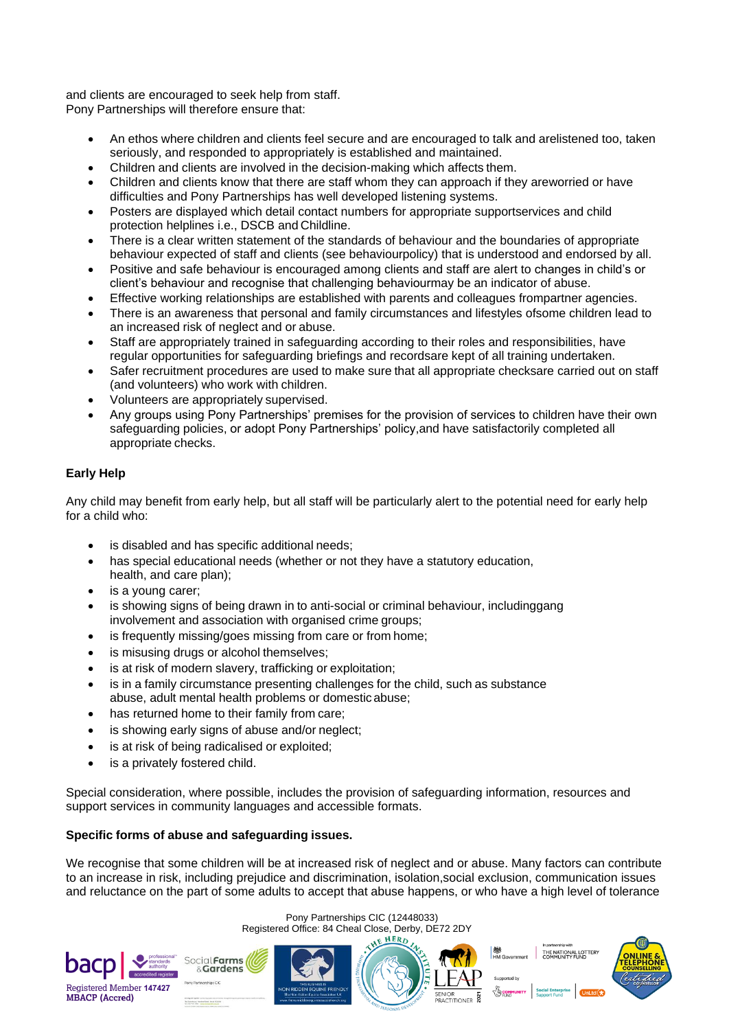and clients are encouraged to seek help from staff.
Pony Partnerships will therefore ensure that:

- An ethos where children and clients feel secure and are encouraged to talk and arelistened too, taken seriously, and responded to appropriately is established and maintained.
- Children and clients are involved in the decision-making which affects them.
- Children and clients know that there are staff whom they can approach if they areworried or have difficulties and Pony Partnerships has well developed listening systems.
- Posters are displayed which detail contact numbers for appropriate supportservices and child protection helplines i.e., DSCB and Childline.
- There is a clear written statement of the standards of behaviour and the boundaries of appropriate behaviour expected of staff and clients (see behaviourpolicy) that is understood and endorsed by all.
- Positive and safe behaviour is encouraged among clients and staff are alert to changes in child's or client's behaviour and recognise that challenging behaviourmay be an indicator of abuse.
- Effective working relationships are established with parents and colleagues frompartner agencies.
- There is an awareness that personal and family circumstances and lifestyles ofsome children lead to an increased risk of neglect and or abuse.
- Staff are appropriately trained in safeguarding according to their roles and responsibilities, have regular opportunities for safeguarding briefings and recordsare kept of all training undertaken.
- Safer recruitment procedures are used to make sure that all appropriate checksare carried out on staff (and volunteers) who work with children.
- Volunteers are appropriately supervised.
- Any groups using Pony Partnerships' premises for the provision of services to children have their own safeguarding policies, or adopt Pony Partnerships' policy,and have satisfactorily completed all appropriate checks.

**Early Help**

Any child may benefit from early help, but all staff will be particularly alert to the potential need for early help for a child who:

- is disabled and has specific additional needs;
- has special educational needs (whether or not they have a statutory education, health, and care plan);
- is a young carer;
- is showing signs of being drawn in to anti-social or criminal behaviour, includinggang involvement and association with organised crime groups;
- is frequently missing/goes missing from care or from home;
- is misusing drugs or alcohol themselves;
- is at risk of modern slavery, trafficking or exploitation;
- is in a family circumstance presenting challenges for the child, such as substance abuse, adult mental health problems or domestic abuse;
- has returned home to their family from care;
- is showing early signs of abuse and/or neglect;
- is at risk of being radicalised or exploited;
- is a privately fostered child.

Special consideration, where possible, includes the provision of safeguarding information, resources and support services in community languages and accessible formats.

**Specific forms of abuse and safeguarding issues.**

We recognise that some children will be at increased risk of neglect and or abuse. Many factors can contribute to an increase in risk, including prejudice and discrimination, isolation,social exclusion, communication issues and reluctance on the part of some adults to accept that abuse happens, or who have a high level of tolerance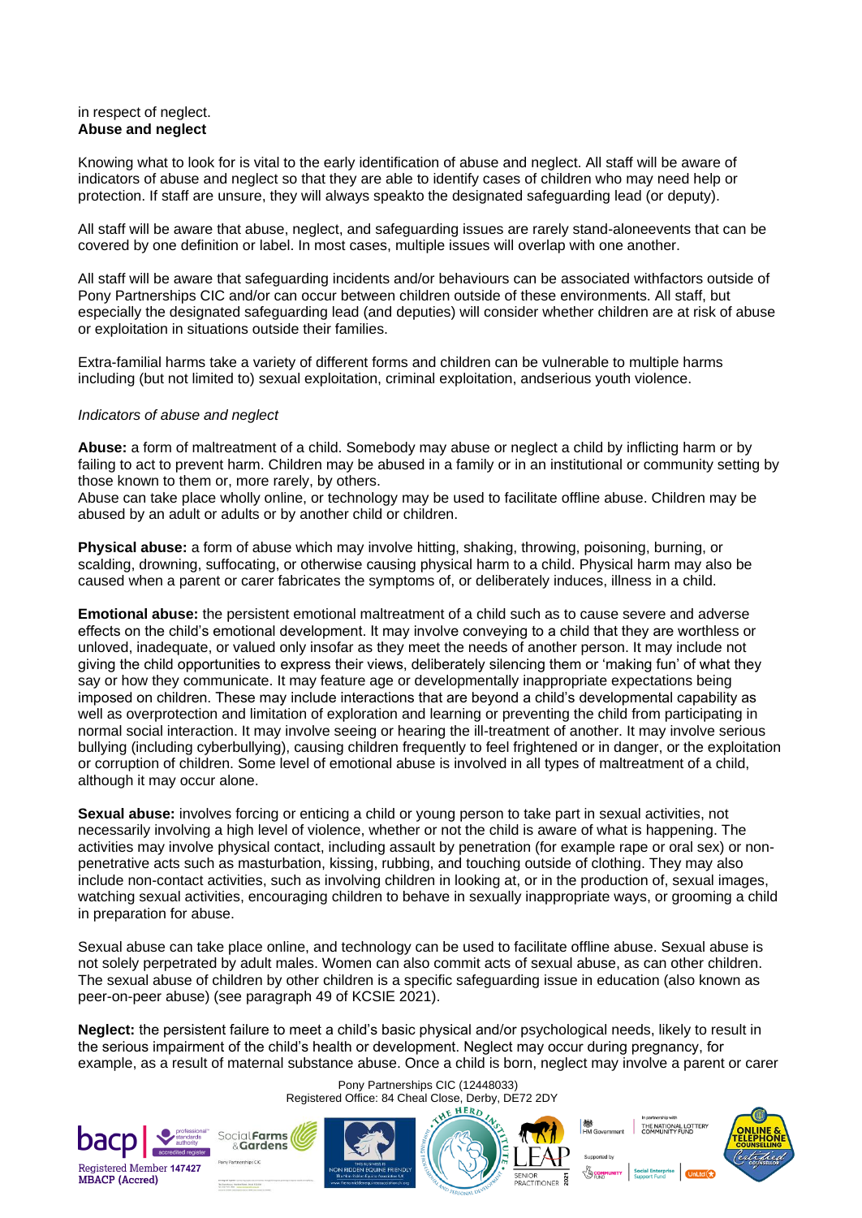in respect of neglect.

**Abuse and neglect**

Knowing what to look for is vital to the early identification of abuse and neglect. All staff will be aware of indicators of abuse and neglect so that they are able to identify cases of children who may need help or protection. If staff are unsure, they will always speakto the designated safeguarding lead (or deputy).

All staff will be aware that abuse, neglect, and safeguarding issues are rarely stand-aloneevents that can be covered by one definition or label. In most cases, multiple issues will overlap with one another.

All staff will be aware that safeguarding incidents and/or behaviours can be associated withfactors outside of Pony Partnerships CIC and/or can occur between children outside of these environments. All staff, but especially the designated safeguarding lead (and deputies) will consider whether children are at risk of abuse or exploitation in situations outside their families.

Extra-familial harms take a variety of different forms and children can be vulnerable to multiple harms including (but not limited to) sexual exploitation, criminal exploitation, andserious youth violence.

*Indicators of abuse and neglect*

**Abuse:** a form of maltreatment of a child. Somebody may abuse or neglect a child by inflicting harm or by failing to act to prevent harm. Children may be abused in a family or in an institutional or community setting by those known to them or, more rarely, by others.
Abuse can take place wholly online, or technology may be used to facilitate offline abuse. Children may be abused by an adult or adults or by another child or children.

**Physical abuse:** a form of abuse which may involve hitting, shaking, throwing, poisoning, burning, or scalding, drowning, suffocating, or otherwise causing physical harm to a child. Physical harm may also be caused when a parent or carer fabricates the symptoms of, or deliberately induces, illness in a child.

**Emotional abuse:** the persistent emotional maltreatment of a child such as to cause severe and adverse effects on the child's emotional development. It may involve conveying to a child that they are worthless or unloved, inadequate, or valued only insofar as they meet the needs of another person. It may include not giving the child opportunities to express their views, deliberately silencing them or 'making fun' of what they say or how they communicate. It may feature age or developmentally inappropriate expectations being imposed on children. These may include interactions that are beyond a child's developmental capability as well as overprotection and limitation of exploration and learning or preventing the child from participating in normal social interaction. It may involve seeing or hearing the ill-treatment of another. It may involve serious bullying (including cyberbullying), causing children frequently to feel frightened or in danger, or the exploitation or corruption of children. Some level of emotional abuse is involved in all types of maltreatment of a child, although it may occur alone.

**Sexual abuse:** involves forcing or enticing a child or young person to take part in sexual activities, not necessarily involving a high level of violence, whether or not the child is aware of what is happening. The activities may involve physical contact, including assault by penetration (for example rape or oral sex) or non-penetrative acts such as masturbation, kissing, rubbing, and touching outside of clothing. They may also include non-contact activities, such as involving children in looking at, or in the production of, sexual images, watching sexual activities, encouraging children to behave in sexually inappropriate ways, or grooming a child in preparation for abuse.

Sexual abuse can take place online, and technology can be used to facilitate offline abuse. Sexual abuse is not solely perpetrated by adult males. Women can also commit acts of sexual abuse, as can other children. The sexual abuse of children by other children is a specific safeguarding issue in education (also known as peer-on-peer abuse) (see paragraph 49 of KCSIE 2021).

**Neglect:** the persistent failure to meet a child's basic physical and/or psychological needs, likely to result in the serious impairment of the child's health or development. Neglect may occur during pregnancy, for example, as a result of maternal substance abuse. Once a child is born, neglect may involve a parent or carer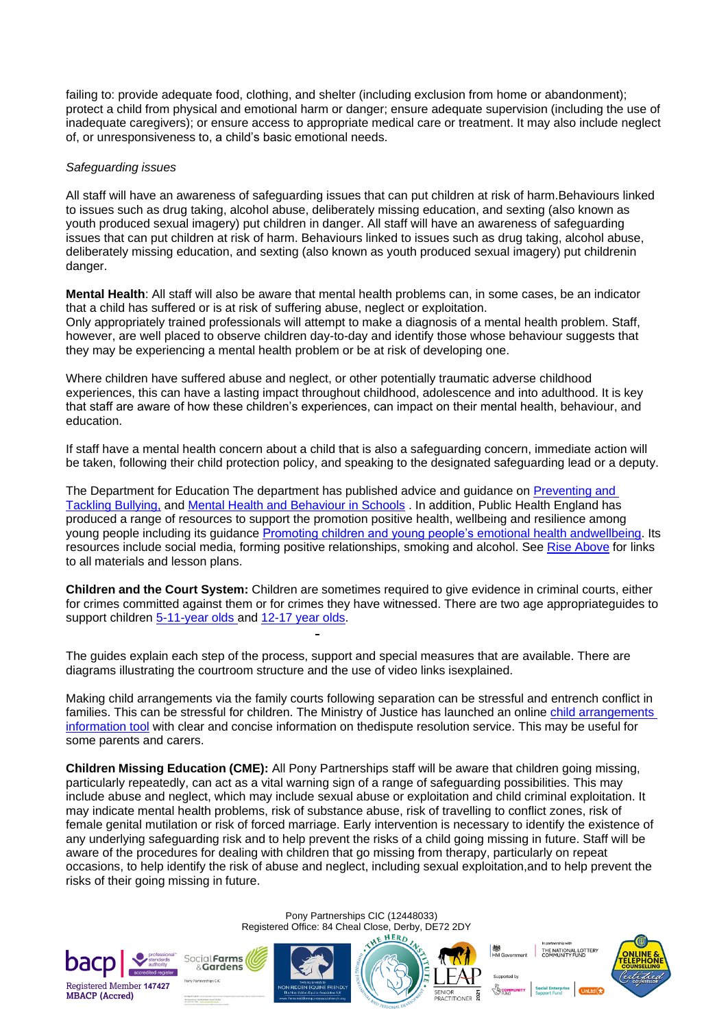failing to: provide adequate food, clothing, and shelter (including exclusion from home or abandonment); protect a child from physical and emotional harm or danger; ensure adequate supervision (including the use of inadequate caregivers); or ensure access to appropriate medical care or treatment. It may also include neglect of, or unresponsiveness to, a child's basic emotional needs.

*Safeguarding issues*

All staff will have an awareness of safeguarding issues that can put children at risk of harm.Behaviours linked to issues such as drug taking, alcohol abuse, deliberately missing education, and sexting (also known as youth produced sexual imagery) put children in danger. All staff will have an awareness of safeguarding issues that can put children at risk of harm. Behaviours linked to issues such as drug taking, alcohol abuse, deliberately missing education, and sexting (also known as youth produced sexual imagery) put childrenin danger.

**Mental Health**: All staff will also be aware that mental health problems can, in some cases, be an indicator that a child has suffered or is at risk of suffering abuse, neglect or exploitation.
Only appropriately trained professionals will attempt to make a diagnosis of a mental health problem. Staff, however, are well placed to observe children day-to-day and identify those whose behaviour suggests that they may be experiencing a mental health problem or be at risk of developing one.

Where children have suffered abuse and neglect, or other potentially traumatic adverse childhood experiences, this can have a lasting impact throughout childhood, adolescence and into adulthood. It is key that staff are aware of how these children's experiences, can impact on their mental health, behaviour, and education.

If staff have a mental health concern about a child that is also a safeguarding concern, immediate action will be taken, following their child protection policy, and speaking to the designated safeguarding lead or a deputy.

The Department for Education The department has published advice and guidance on Preventing and Tackling Bullying, and Mental Health and Behaviour in Schools . In addition, Public Health England has produced a range of resources to support the promotion positive health, wellbeing and resilience among young people including its guidance Promoting children and young people's emotional health andwellbeing. Its resources include social media, forming positive relationships, smoking and alcohol. See Rise Above for links to all materials and lesson plans.

**Children and the Court System:** Children are sometimes required to give evidence in criminal courts, either for crimes committed against them or for crimes they have witnessed. There are two age appropriateguides to support children 5-11-year olds and 12-17 year olds.

The guides explain each step of the process, support and special measures that are available. There are diagrams illustrating the courtroom structure and the use of video links isexplained.

Making child arrangements via the family courts following separation can be stressful and entrench conflict in families. This can be stressful for children. The Ministry of Justice has launched an online child arrangements information tool with clear and concise information on thedispute resolution service. This may be useful for some parents and carers.

**Children Missing Education (CME):** All Pony Partnerships staff will be aware that children going missing, particularly repeatedly, can act as a vital warning sign of a range of safeguarding possibilities. This may include abuse and neglect, which may include sexual abuse or exploitation and child criminal exploitation. It may indicate mental health problems, risk of substance abuse, risk of travelling to conflict zones, risk of female genital mutilation or risk of forced marriage. Early intervention is necessary to identify the existence of any underlying safeguarding risk and to help prevent the risks of a child going missing in future. Staff will be aware of the procedures for dealing with children that go missing from therapy, particularly on repeat occasions, to help identify the risk of abuse and neglect, including sexual exploitation,and to help prevent the risks of their going missing in future.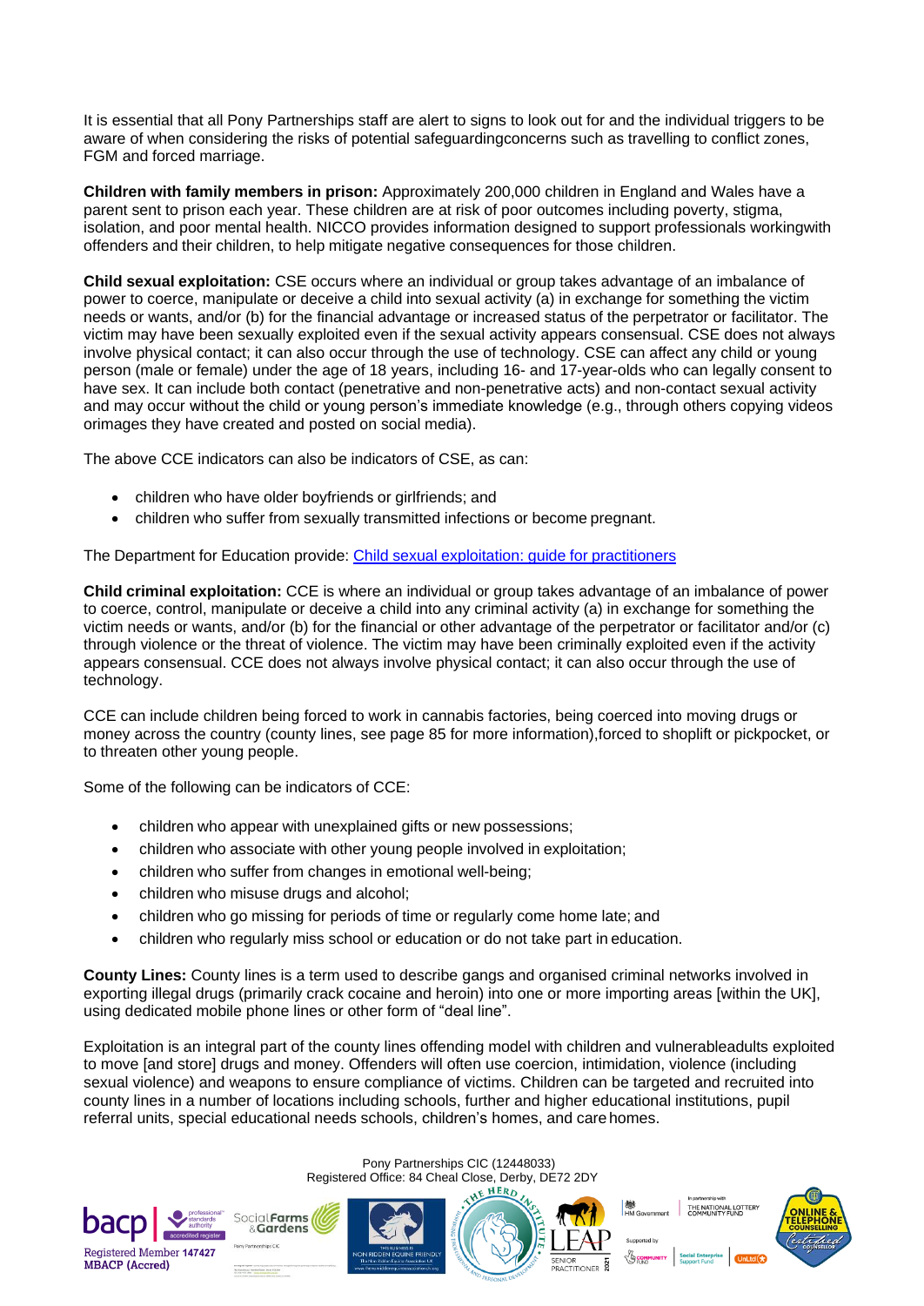It is essential that all Pony Partnerships staff are alert to signs to look out for and the individual triggers to be aware of when considering the risks of potential safeguardingconcerns such as travelling to conflict zones, FGM and forced marriage.

**Children with family members in prison:** Approximately 200,000 children in England and Wales have a parent sent to prison each year. These children are at risk of poor outcomes including poverty, stigma, isolation, and poor mental health. NICCO provides information designed to support professionals workingwith offenders and their children, to help mitigate negative consequences for those children.

**Child sexual exploitation:** CSE occurs where an individual or group takes advantage of an imbalance of power to coerce, manipulate or deceive a child into sexual activity (a) in exchange for something the victim needs or wants, and/or (b) for the financial advantage or increased status of the perpetrator or facilitator. The victim may have been sexually exploited even if the sexual activity appears consensual. CSE does not always involve physical contact; it can also occur through the use of technology. CSE can affect any child or young person (male or female) under the age of 18 years, including 16- and 17-year-olds who can legally consent to have sex. It can include both contact (penetrative and non-penetrative acts) and non-contact sexual activity and may occur without the child or young person's immediate knowledge (e.g., through others copying videos orimages they have created and posted on social media).

The above CCE indicators can also be indicators of CSE, as can:

- children who have older boyfriends or girlfriends; and
- children who suffer from sexually transmitted infections or become pregnant.

The Department for Education provide: Child sexual exploitation: guide for practitioners

**Child criminal exploitation:** CCE is where an individual or group takes advantage of an imbalance of power to coerce, control, manipulate or deceive a child into any criminal activity (a) in exchange for something the victim needs or wants, and/or (b) for the financial or other advantage of the perpetrator or facilitator and/or (c) through violence or the threat of violence. The victim may have been criminally exploited even if the activity appears consensual. CCE does not always involve physical contact; it can also occur through the use of technology.

CCE can include children being forced to work in cannabis factories, being coerced into moving drugs or money across the country (county lines, see page 85 for more information),forced to shoplift or pickpocket, or to threaten other young people.

Some of the following can be indicators of CCE:

- children who appear with unexplained gifts or new possessions;
- children who associate with other young people involved in exploitation;
- children who suffer from changes in emotional well-being;
- children who misuse drugs and alcohol;
- children who go missing for periods of time or regularly come home late; and
- children who regularly miss school or education or do not take part in education.

**County Lines:** County lines is a term used to describe gangs and organised criminal networks involved in exporting illegal drugs (primarily crack cocaine and heroin) into one or more importing areas [within the UK], using dedicated mobile phone lines or other form of "deal line".

Exploitation is an integral part of the county lines offending model with children and vulnerableadults exploited to move [and store] drugs and money. Offenders will often use coercion, intimidation, violence (including sexual violence) and weapons to ensure compliance of victims. Children can be targeted and recruited into county lines in a number of locations including schools, further and higher educational institutions, pupil referral units, special educational needs schools, children's homes, and care homes.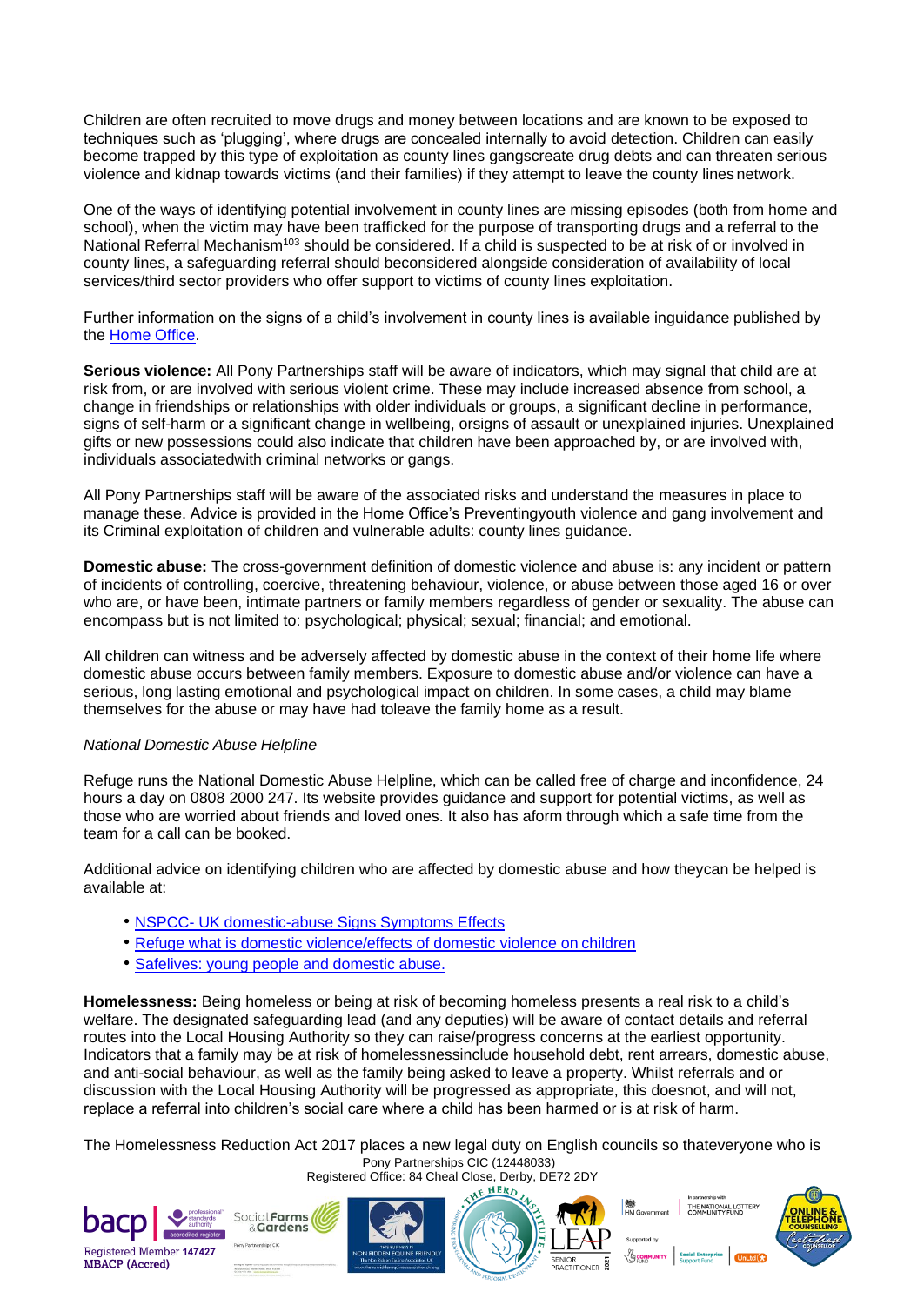Children are often recruited to move drugs and money between locations and are known to be exposed to techniques such as 'plugging', where drugs are concealed internally to avoid detection. Children can easily become trapped by this type of exploitation as county lines gangscreate drug debts and can threaten serious violence and kidnap towards victims (and their families) if they attempt to leave the county lines network.

One of the ways of identifying potential involvement in county lines are missing episodes (both from home and school), when the victim may have been trafficked for the purpose of transporting drugs and a referral to the National Referral Mechanism[103] should be considered. If a child is suspected to be at risk of or involved in county lines, a safeguarding referral should beconsidered alongside consideration of availability of local services/third sector providers who offer support to victims of county lines exploitation.

Further information on the signs of a child's involvement in county lines is available inguidance published by the [Home Office](Home Office).

**Serious violence:** All Pony Partnerships staff will be aware of indicators, which may signal that child are at risk from, or are involved with serious violent crime. These may include increased absence from school, a change in friendships or relationships with older individuals or groups, a significant decline in performance, signs of self-harm or a significant change in wellbeing, orsigns of assault or unexplained injuries. Unexplained gifts or new possessions could also indicate that children have been approached by, or are involved with, individuals associatedwith criminal networks or gangs.

All Pony Partnerships staff will be aware of the associated risks and understand the measures in place to manage these. Advice is provided in the Home Office's Preventingyouth violence and gang involvement and its Criminal exploitation of children and vulnerable adults: county lines guidance.

**Domestic abuse:** The cross-government definition of domestic violence and abuse is: any incident or pattern of incidents of controlling, coercive, threatening behaviour, violence, or abuse between those aged 16 or over who are, or have been, intimate partners or family members regardless of gender or sexuality. The abuse can encompass but is not limited to: psychological; physical; sexual; financial; and emotional.

All children can witness and be adversely affected by domestic abuse in the context of their home life where domestic abuse occurs between family members. Exposure to domestic abuse and/or violence can have a serious, long lasting emotional and psychological impact on children. In some cases, a child may blame themselves for the abuse or may have had toleave the family home as a result.

*National Domestic Abuse Helpline*

Refuge runs the National Domestic Abuse Helpline, which can be called free of charge and inconfidence, 24 hours a day on 0808 2000 247. Its website provides guidance and support for potential victims, as well as those who are worried about friends and loved ones. It also has aform through which a safe time from the team for a call can be booked.

Additional advice on identifying children who are affected by domestic abuse and how theycan be helped is available at:

- NSPCC- UK domestic-abuse Signs Symptoms Effects
- Refuge what is domestic violence/effects of domestic violence on children
- Safelives: young people and domestic abuse.

**Homelessness:** Being homeless or being at risk of becoming homeless presents a real risk to a child's welfare. The designated safeguarding lead (and any deputies) will be aware of contact details and referral routes into the Local Housing Authority so they can raise/progress concerns at the earliest opportunity. Indicators that a family may be at risk of homelessnessinclude household debt, rent arrears, domestic abuse, and anti-social behaviour, as well as the family being asked to leave a property. Whilst referrals and or discussion with the Local Housing Authority will be progressed as appropriate, this doesnot, and will not, replace a referral into children's social care where a child has been harmed or is at risk of harm.

The Homelessness Reduction Act 2017 places a new legal duty on English councils so thateveryone who is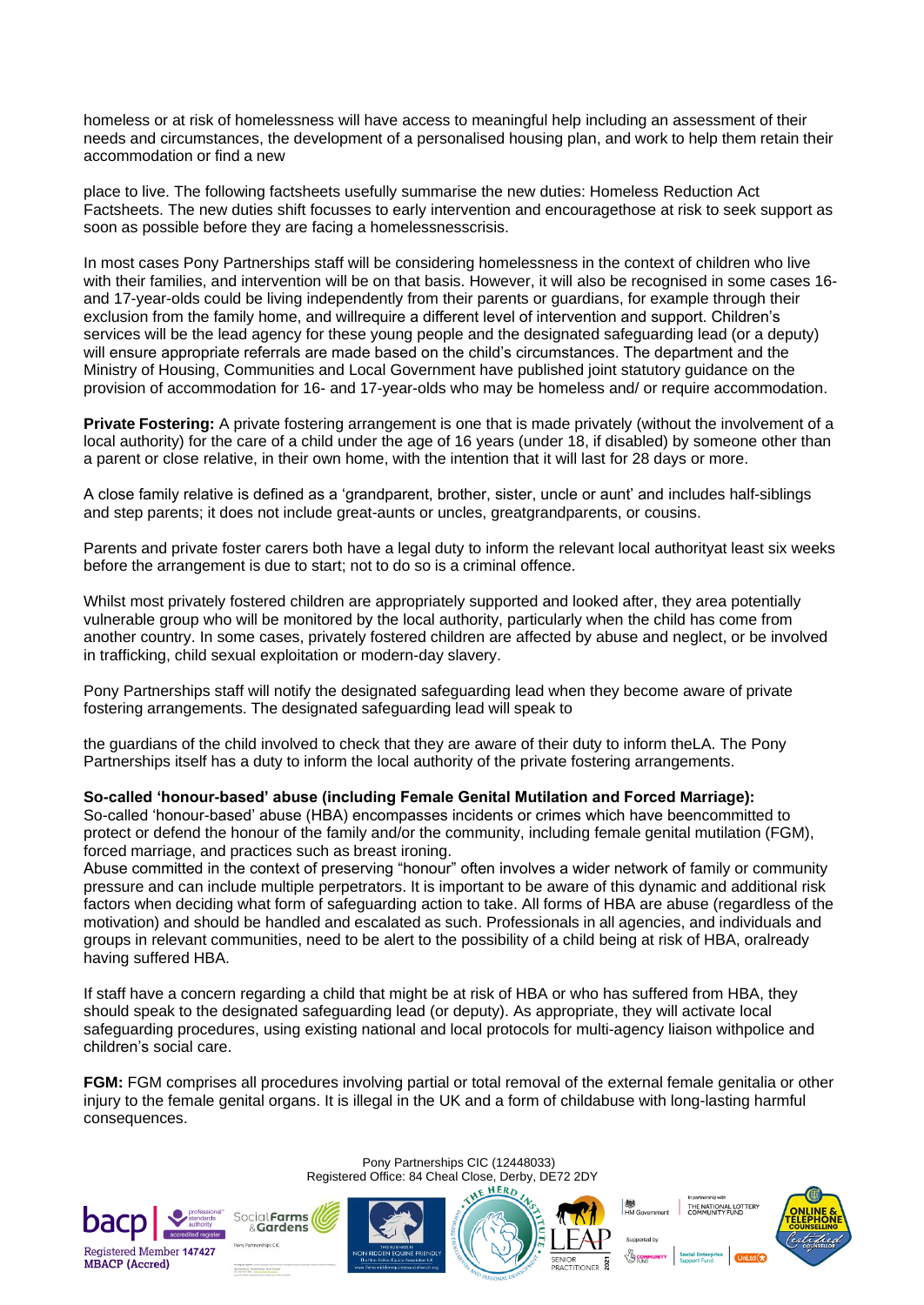homeless or at risk of homelessness will have access to meaningful help including an assessment of their needs and circumstances, the development of a personalised housing plan, and work to help them retain their accommodation or find a new

place to live. The following factsheets usefully summarise the new duties: Homeless Reduction Act Factsheets. The new duties shift focusses to early intervention and encouragethose at risk to seek support as soon as possible before they are facing a homelessnesscrisis.

In most cases Pony Partnerships staff will be considering homelessness in the context of children who live with their families, and intervention will be on that basis. However, it will also be recognised in some cases 16- and 17-year-olds could be living independently from their parents or guardians, for example through their exclusion from the family home, and willrequire a different level of intervention and support. Children's services will be the lead agency for these young people and the designated safeguarding lead (or a deputy) will ensure appropriate referrals are made based on the child's circumstances. The department and the Ministry of Housing, Communities and Local Government have published joint statutory guidance on the provision of accommodation for 16- and 17-year-olds who may be homeless and/ or require accommodation.

**Private Fostering:** A private fostering arrangement is one that is made privately (without the involvement of a local authority) for the care of a child under the age of 16 years (under 18, if disabled) by someone other than a parent or close relative, in their own home, with the intention that it will last for 28 days or more.

A close family relative is defined as a 'grandparent, brother, sister, uncle or aunt' and includes half-siblings and step parents; it does not include great-aunts or uncles, greatgrandparents, or cousins.

Parents and private foster carers both have a legal duty to inform the relevant local authorityat least six weeks before the arrangement is due to start; not to do so is a criminal offence.

Whilst most privately fostered children are appropriately supported and looked after, they area potentially vulnerable group who will be monitored by the local authority, particularly when the child has come from another country. In some cases, privately fostered children are affected by abuse and neglect, or be involved in trafficking, child sexual exploitation or modern-day slavery.

Pony Partnerships staff will notify the designated safeguarding lead when they become aware of private fostering arrangements. The designated safeguarding lead will speak to

the guardians of the child involved to check that they are aware of their duty to inform theLA. The Pony Partnerships itself has a duty to inform the local authority of the private fostering arrangements.

**So-called 'honour-based' abuse (including Female Genital Mutilation and Forced Marriage):**
So-called 'honour-based' abuse (HBA) encompasses incidents or crimes which have beencommitted to protect or defend the honour of the family and/or the community, including female genital mutilation (FGM), forced marriage, and practices such as breast ironing.
Abuse committed in the context of preserving "honour" often involves a wider network of family or community pressure and can include multiple perpetrators. It is important to be aware of this dynamic and additional risk factors when deciding what form of safeguarding action to take. All forms of HBA are abuse (regardless of the motivation) and should be handled and escalated as such. Professionals in all agencies, and individuals and groups in relevant communities, need to be alert to the possibility of a child being at risk of HBA, oralready having suffered HBA.

If staff have a concern regarding a child that might be at risk of HBA or who has suffered from HBA, they should speak to the designated safeguarding lead (or deputy). As appropriate, they will activate local safeguarding procedures, using existing national and local protocols for multi-agency liaison withpolice and children's social care.

**FGM:** FGM comprises all procedures involving partial or total removal of the external female genitalia or other injury to the female genital organs. It is illegal in the UK and a form of childabuse with long-lasting harmful consequences.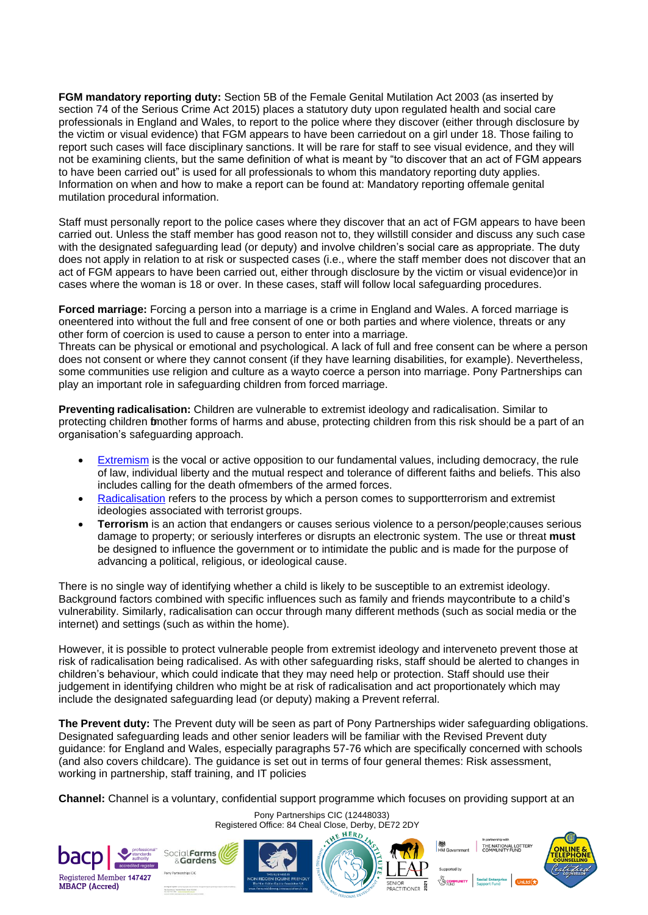**FGM mandatory reporting duty:** Section 5B of the Female Genital Mutilation Act 2003 (as inserted by section 74 of the Serious Crime Act 2015) places a statutory duty upon regulated health and social care professionals in England and Wales, to report to the police where they discover (either through disclosure by the victim or visual evidence) that FGM appears to have been carriedout on a girl under 18. Those failing to report such cases will face disciplinary sanctions. It will be rare for staff to see visual evidence, and they will not be examining clients, but the same definition of what is meant by "to discover that an act of FGM appears to have been carried out" is used for all professionals to whom this mandatory reporting duty applies. Information on when and how to make a report can be found at: Mandatory reporting offemale genital mutilation procedural information.

Staff must personally report to the police cases where they discover that an act of FGM appears to have been carried out. Unless the staff member has good reason not to, they willstill consider and discuss any such case with the designated safeguarding lead (or deputy) and involve children's social care as appropriate. The duty does not apply in relation to at risk or suspected cases (i.e., where the staff member does not discover that an act of FGM appears to have been carried out, either through disclosure by the victim or visual evidence)or in cases where the woman is 18 or over. In these cases, staff will follow local safeguarding procedures.

**Forced marriage:** Forcing a person into a marriage is a crime in England and Wales. A forced marriage is oneentered into without the full and free consent of one or both parties and where violence, threats or any other form of coercion is used to cause a person to enter into a marriage.
Threats can be physical or emotional and psychological. A lack of full and free consent can be where a person does not consent or where they cannot consent (if they have learning disabilities, for example). Nevertheless, some communities use religion and culture as a wayto coerce a person into marriage. Pony Partnerships can play an important role in safeguarding children from forced marriage.

**Preventing radicalisation:** Children are vulnerable to extremist ideology and radicalisation. Similar to protecting children fromother forms of harms and abuse, protecting children from this risk should be a part of an organisation's safeguarding approach.

- Extremism is the vocal or active opposition to our fundamental values, including democracy, the rule of law, individual liberty and the mutual respect and tolerance of different faiths and beliefs. This also includes calling for the death ofmembers of the armed forces.
- Radicalisation refers to the process by which a person comes to supportterrorism and extremist ideologies associated with terrorist groups.
- **Terrorism** is an action that endangers or causes serious violence to a person/people;causes serious damage to property; or seriously interferes or disrupts an electronic system. The use or threat **must** be designed to influence the government or to intimidate the public and is made for the purpose of advancing a political, religious, or ideological cause.

There is no single way of identifying whether a child is likely to be susceptible to an extremist ideology. Background factors combined with specific influences such as family and friends maycontribute to a child's vulnerability. Similarly, radicalisation can occur through many different methods (such as social media or the internet) and settings (such as within the home).

However, it is possible to protect vulnerable people from extremist ideology and interveneto prevent those at risk of radicalisation being radicalised. As with other safeguarding risks, staff should be alerted to changes in children's behaviour, which could indicate that they may need help or protection. Staff should use their judgement in identifying children who might be at risk of radicalisation and act proportionately which may include the designated safeguarding lead (or deputy) making a Prevent referral.

**The Prevent duty:** The Prevent duty will be seen as part of Pony Partnerships wider safeguarding obligations. Designated safeguarding leads and other senior leaders will be familiar with the Revised Prevent duty guidance: for England and Wales, especially paragraphs 57-76 which are specifically concerned with schools (and also covers childcare). The guidance is set out in terms of four general themes: Risk assessment, working in partnership, staff training, and IT policies

**Channel:** Channel is a voluntary, confidential support programme which focuses on providing support at an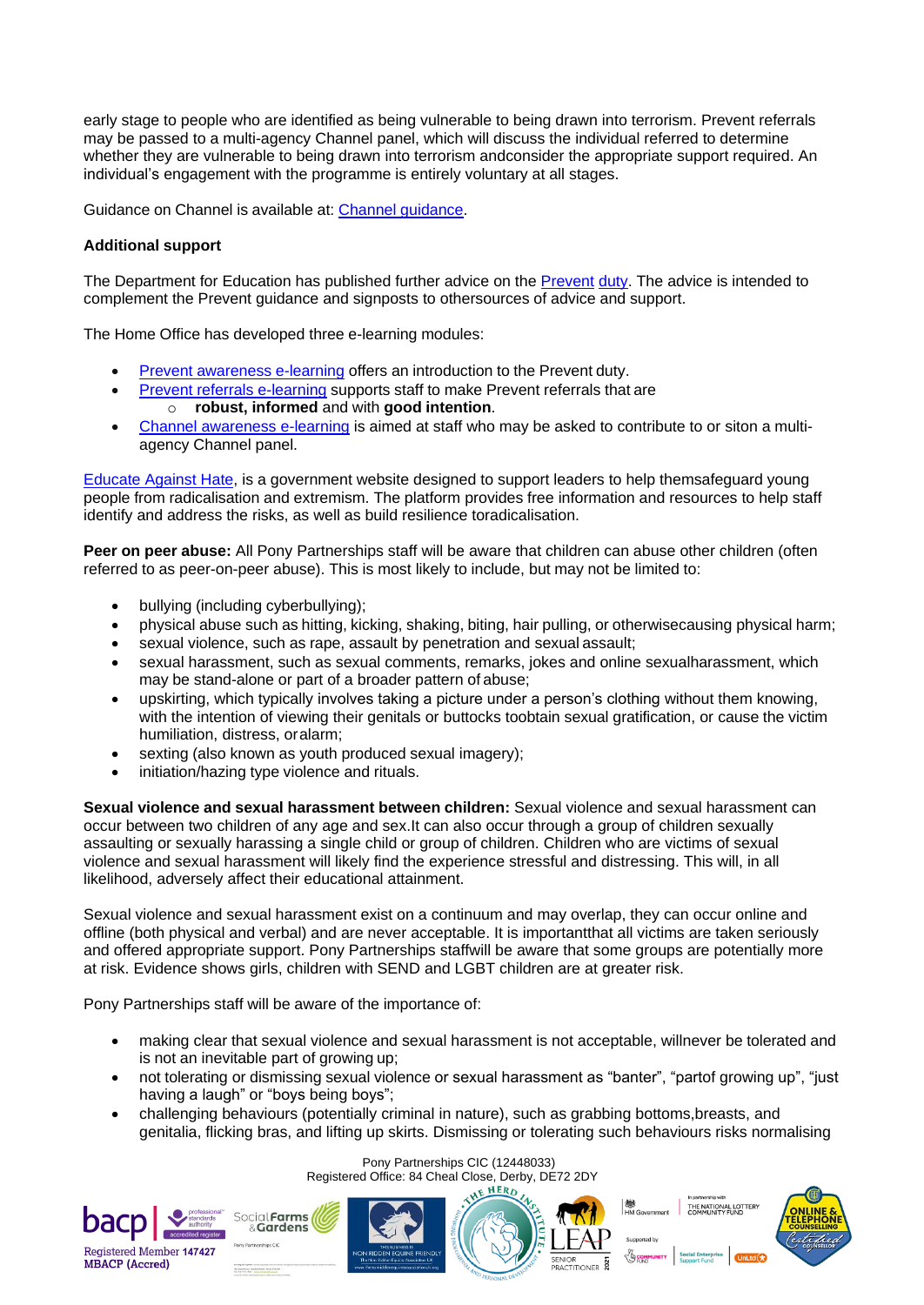early stage to people who are identified as being vulnerable to being drawn into terrorism. Prevent referrals may be passed to a multi-agency Channel panel, which will discuss the individual referred to determine whether they are vulnerable to being drawn into terrorism andconsider the appropriate support required. An individual's engagement with the programme is entirely voluntary at all stages.

Guidance on Channel is available at: Channel guidance.

**Additional support**

The Department for Education has published further advice on the Prevent duty. The advice is intended to complement the Prevent guidance and signposts to othersources of advice and support.

The Home Office has developed three e-learning modules:

- Prevent awareness e-learning offers an introduction to the Prevent duty.
- Prevent referrals e-learning supports staff to make Prevent referrals that are
    - **robust, informed** and with **good intention**.
- Channel awareness e-learning is aimed at staff who may be asked to contribute to or siton a multi-agency Channel panel.

Educate Against Hate, is a government website designed to support leaders to help themsafeguard young people from radicalisation and extremism. The platform provides free information and resources to help staff identify and address the risks, as well as build resilience toradicalisation.

**Peer on peer abuse:** All Pony Partnerships staff will be aware that children can abuse other children (often referred to as peer-on-peer abuse). This is most likely to include, but may not be limited to:

- bullying (including cyberbullying);
- physical abuse such as hitting, kicking, shaking, biting, hair pulling, or otherwisecausing physical harm;
- sexual violence, such as rape, assault by penetration and sexual assault;
- sexual harassment, such as sexual comments, remarks, jokes and online sexualharassment, which may be stand-alone or part of a broader pattern of abuse;
- upskirting, which typically involves taking a picture under a person's clothing without them knowing, with the intention of viewing their genitals or buttocks toobtain sexual gratification, or cause the victim humiliation, distress, oralarm;
- sexting (also known as youth produced sexual imagery);
- initiation/hazing type violence and rituals.

**Sexual violence and sexual harassment between children:** Sexual violence and sexual harassment can occur between two children of any age and sex.It can also occur through a group of children sexually assaulting or sexually harassing a single child or group of children. Children who are victims of sexual violence and sexual harassment will likely find the experience stressful and distressing. This will, in all likelihood, adversely affect their educational attainment.

Sexual violence and sexual harassment exist on a continuum and may overlap, they can occur online and offline (both physical and verbal) and are never acceptable. It is importantthat all victims are taken seriously and offered appropriate support. Pony Partnerships staffwill be aware that some groups are potentially more at risk. Evidence shows girls, children with SEND and LGBT children are at greater risk.

Pony Partnerships staff will be aware of the importance of:

- making clear that sexual violence and sexual harassment is not acceptable, willnever be tolerated and is not an inevitable part of growing up;
- not tolerating or dismissing sexual violence or sexual harassment as "banter", "partof growing up", "just having a laugh" or "boys being boys";
- challenging behaviours (potentially criminal in nature), such as grabbing bottoms,breasts, and genitalia, flicking bras, and lifting up skirts. Dismissing or tolerating such behaviours risks normalising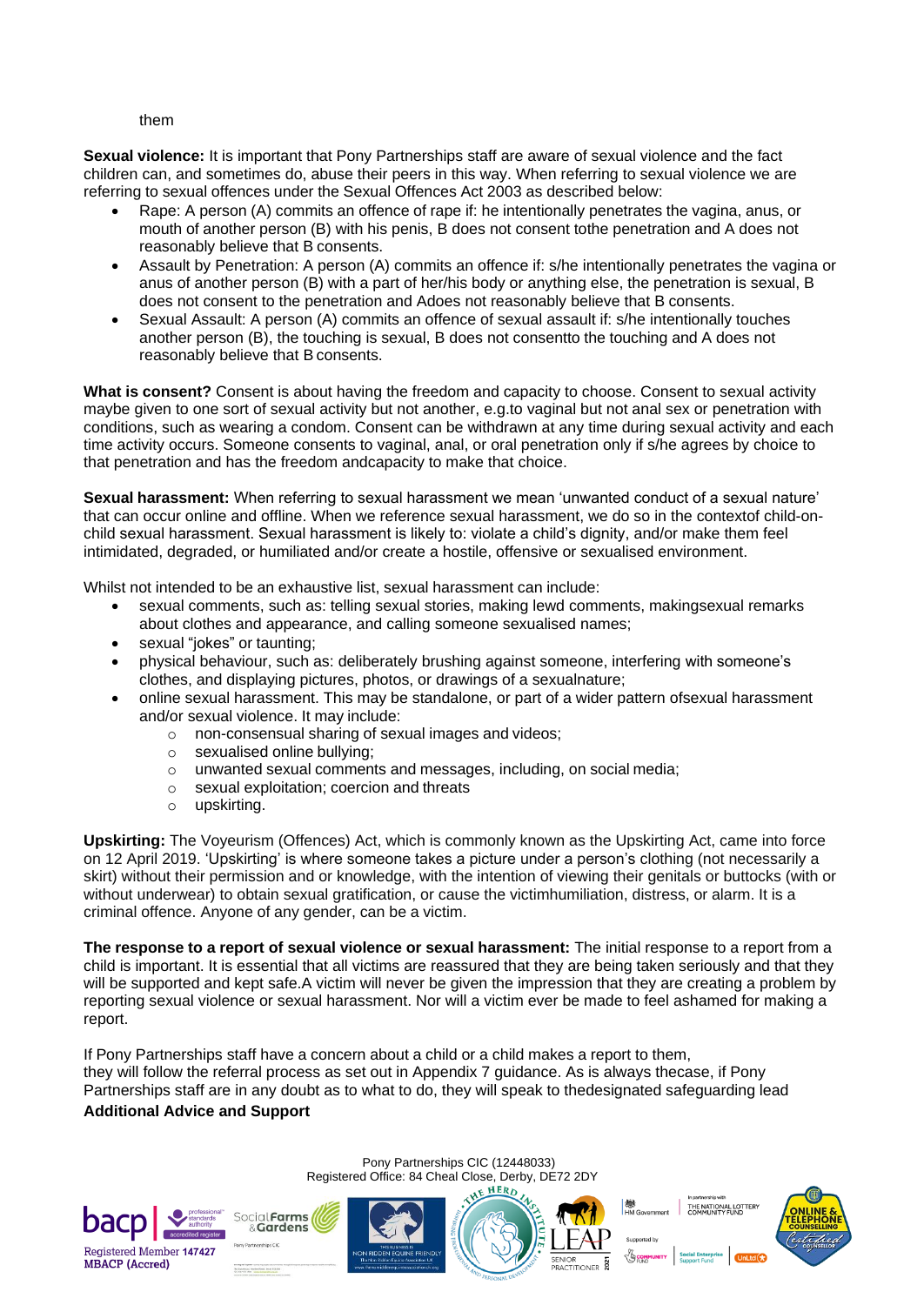them

**Sexual violence:** It is important that Pony Partnerships staff are aware of sexual violence and the fact children can, and sometimes do, abuse their peers in this way. When referring to sexual violence we are referring to sexual offences under the Sexual Offences Act 2003 as described below:

- Rape: A person (A) commits an offence of rape if: he intentionally penetrates the vagina, anus, or mouth of another person (B) with his penis, B does not consent tothe penetration and A does not reasonably believe that B consents.
- Assault by Penetration: A person (A) commits an offence if: s/he intentionally penetrates the vagina or anus of another person (B) with a part of her/his body or anything else, the penetration is sexual, B does not consent to the penetration and Adoes not reasonably believe that B consents.
- Sexual Assault: A person (A) commits an offence of sexual assault if: s/he intentionally touches another person (B), the touching is sexual, B does not consentto the touching and A does not reasonably believe that B consents.

**What is consent?** Consent is about having the freedom and capacity to choose. Consent to sexual activity maybe given to one sort of sexual activity but not another, e.g.to vaginal but not anal sex or penetration with conditions, such as wearing a condom. Consent can be withdrawn at any time during sexual activity and each time activity occurs. Someone consents to vaginal, anal, or oral penetration only if s/he agrees by choice to that penetration and has the freedom andcapacity to make that choice.

**Sexual harassment:** When referring to sexual harassment we mean 'unwanted conduct of a sexual nature' that can occur online and offline. When we reference sexual harassment, we do so in the contextof child-on-child sexual harassment. Sexual harassment is likely to: violate a child's dignity, and/or make them feel intimidated, degraded, or humiliated and/or create a hostile, offensive or sexualised environment.

Whilst not intended to be an exhaustive list, sexual harassment can include:

- sexual comments, such as: telling sexual stories, making lewd comments, makingsexual remarks about clothes and appearance, and calling someone sexualised names;
- sexual "jokes" or taunting;
- physical behaviour, such as: deliberately brushing against someone, interfering with someone's clothes, and displaying pictures, photos, or drawings of a sexualnature;
- online sexual harassment. This may be standalone, or part of a wider pattern ofsexual harassment and/or sexual violence. It may include:
    - non-consensual sharing of sexual images and videos;
    - sexualised online bullying;
    - unwanted sexual comments and messages, including, on social media;
    - sexual exploitation; coercion and threats
    - upskirting.

**Upskirting:** The Voyeurism (Offences) Act, which is commonly known as the Upskirting Act, came into force on 12 April 2019. 'Upskirting' is where someone takes a picture under a person's clothing (not necessarily a skirt) without their permission and or knowledge, with the intention of viewing their genitals or buttocks (with or without underwear) to obtain sexual gratification, or cause the victimhumiliation, distress, or alarm. It is a criminal offence. Anyone of any gender, can be a victim.

**The response to a report of sexual violence or sexual harassment:** The initial response to a report from a child is important. It is essential that all victims are reassured that they are being taken seriously and that they will be supported and kept safe.A victim will never be given the impression that they are creating a problem by reporting sexual violence or sexual harassment. Nor will a victim ever be made to feel ashamed for making a report.

If Pony Partnerships staff have a concern about a child or a child makes a report to them, they will follow the referral process as set out in Appendix 7 guidance. As is always thecase, if Pony Partnerships staff are in any doubt as to what to do, they will speak to thedesignated safeguarding lead

**Additional Advice and Support**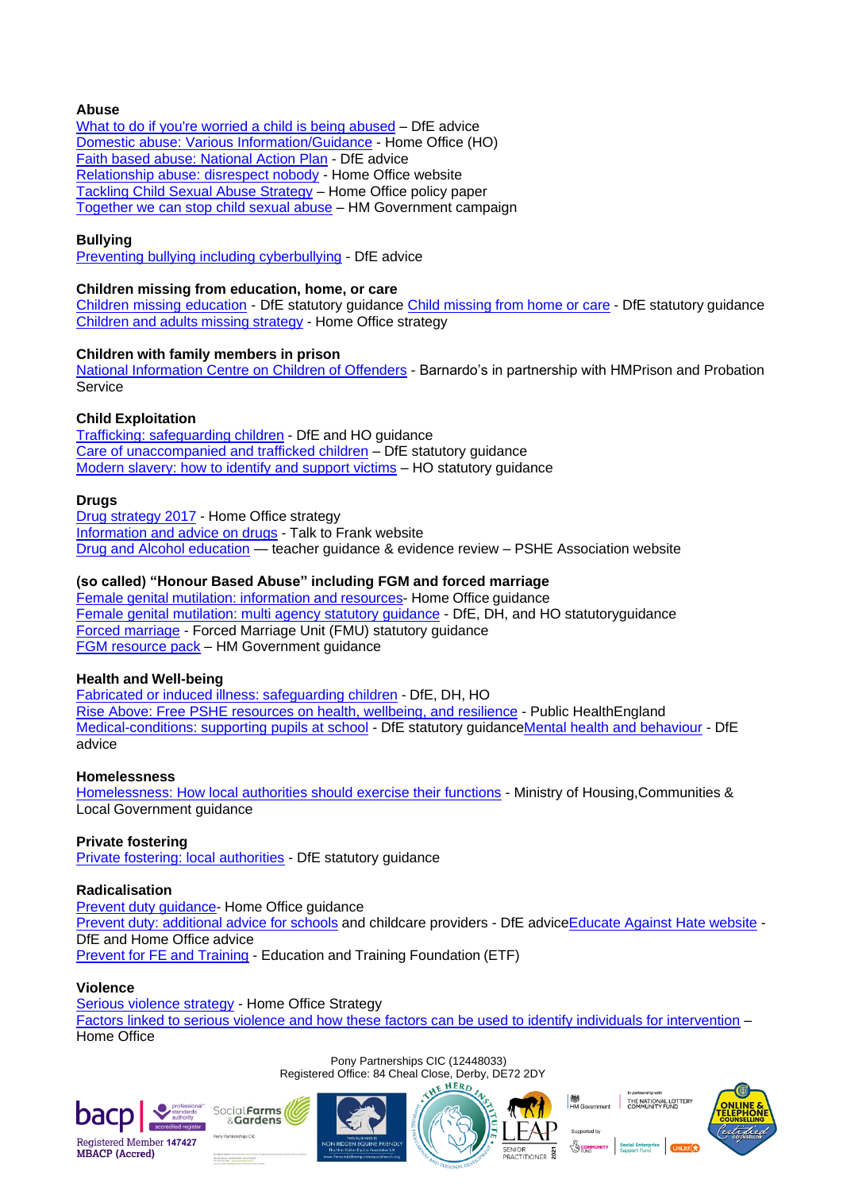**Abuse**

What to do if you're worried a child is being abused – DfE advice
Domestic abuse: Various Information/Guidance - Home Office (HO)
Faith based abuse: National Action Plan - DfE advice
Relationship abuse: disrespect nobody - Home Office website
Tackling Child Sexual Abuse Strategy – Home Office policy paper
Together we can stop child sexual abuse – HM Government campaign

**Bullying**

Preventing bullying including cyberbullying - DfE advice

**Children missing from education, home, or care**

Children missing education - DfE statutory guidance Child missing from home or care - DfE statutory guidance
Children and adults missing strategy - Home Office strategy

**Children with family members in prison**

National Information Centre on Children of Offenders - Barnardo's in partnership with HMPrison and Probation Service

**Child Exploitation**

Trafficking: safeguarding children - DfE and HO guidance
Care of unaccompanied and trafficked children – DfE statutory guidance
Modern slavery: how to identify and support victims – HO statutory guidance

**Drugs**

Drug strategy 2017 - Home Office strategy
Information and advice on drugs - Talk to Frank website
Drug and Alcohol education — teacher guidance & evidence review – PSHE Association website

**(so called) "Honour Based Abuse" including FGM and forced marriage**

Female genital mutilation: information and resources- Home Office guidance
Female genital mutilation: multi agency statutory guidance - DfE, DH, and HO statutoryguidance
Forced marriage - Forced Marriage Unit (FMU) statutory guidance
FGM resource pack – HM Government guidance

**Health and Well-being**

Fabricated or induced illness: safeguarding children - DfE, DH, HO
Rise Above: Free PSHE resources on health, wellbeing, and resilience - Public HealthEngland
Medical-conditions: supporting pupils at school - DfE statutory guidanceMental health and behaviour - DfE advice

**Homelessness**

Homelessness: How local authorities should exercise their functions - Ministry of Housing,Communities & Local Government guidance

**Private fostering**

Private fostering: local authorities - DfE statutory guidance

**Radicalisation**

Prevent duty guidance- Home Office guidance
Prevent duty: additional advice for schools and childcare providers - DfE adviceEducate Against Hate website - DfE and Home Office advice
Prevent for FE and Training - Education and Training Foundation (ETF)

**Violence**

Serious violence strategy - Home Office Strategy
Factors linked to serious violence and how these factors can be used to identify individuals for intervention – Home Office

Pony Partnerships CIC (12448033)
Registered Office: 84 Cheal Close, Derby, DE72 2DY

Registered Member 147427
MBACP (Accred)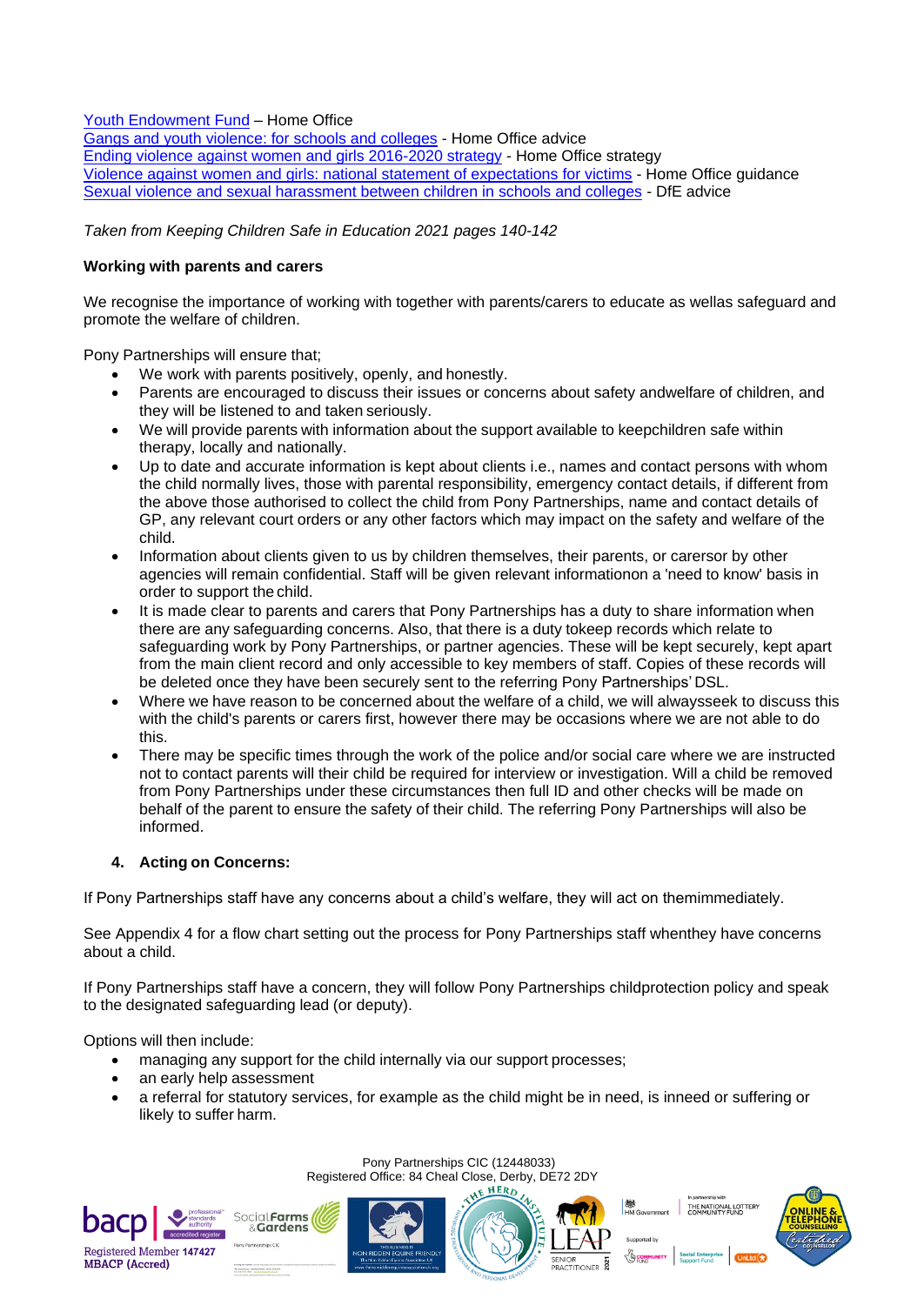[Youth Endowment Fund](#) – Home Office
[Gangs and youth violence: for schools and colleges](#) - Home Office advice
[Ending violence against women and girls 2016-2020 strategy](#) - Home Office strategy
[Violence against women and girls: national statement of expectations for victims](#) - Home Office guidance
[Sexual violence and sexual harassment between children in schools and colleges](#) - DfE advice

*Taken from Keeping Children Safe in Education 2021 pages 140-142*

**Working with parents and carers**

We recognise the importance of working with together with parents/carers to educate as wellas safeguard and promote the welfare of children.

Pony Partnerships will ensure that;

- We work with parents positively, openly, and honestly.
- Parents are encouraged to discuss their issues or concerns about safety andwelfare of children, and they will be listened to and taken seriously.
- We will provide parents with information about the support available to keepchildren safe within therapy, locally and nationally.
- Up to date and accurate information is kept about clients i.e., names and contact persons with whom the child normally lives, those with parental responsibility, emergency contact details, if different from the above those authorised to collect the child from Pony Partnerships, name and contact details of GP, any relevant court orders or any other factors which may impact on the safety and welfare of the child.
- Information about clients given to us by children themselves, their parents, or carersor by other agencies will remain confidential. Staff will be given relevant informationon a 'need to know' basis in order to support the child.
- It is made clear to parents and carers that Pony Partnerships has a duty to share information when there are any safeguarding concerns. Also, that there is a duty tokeep records which relate to safeguarding work by Pony Partnerships, or partner agencies. These will be kept securely, kept apart from the main client record and only accessible to key members of staff. Copies of these records will be deleted once they have been securely sent to the referring Pony Partnerships' DSL.
- Where we have reason to be concerned about the welfare of a child, we will alwaysseek to discuss this with the child's parents or carers first, however there may be occasions where we are not able to do this.
- There may be specific times through the work of the police and/or social care where we are instructed not to contact parents will their child be required for interview or investigation. Will a child be removed from Pony Partnerships under these circumstances then full ID and other checks will be made on behalf of the parent to ensure the safety of their child. The referring Pony Partnerships will also be informed.

## 4. Acting on Concerns:

If Pony Partnerships staff have any concerns about a child's welfare, they will act on themimmediately.

See Appendix 4 for a flow chart setting out the process for Pony Partnerships staff whenthey have concerns about a child.

If Pony Partnerships staff have a concern, they will follow Pony Partnerships childprotection policy and speak to the designated safeguarding lead (or deputy).

Options will then include:

- managing any support for the child internally via our support processes;
- an early help assessment
- a referral for statutory services, for example as the child might be in need, is inneed or suffering or likely to suffer harm.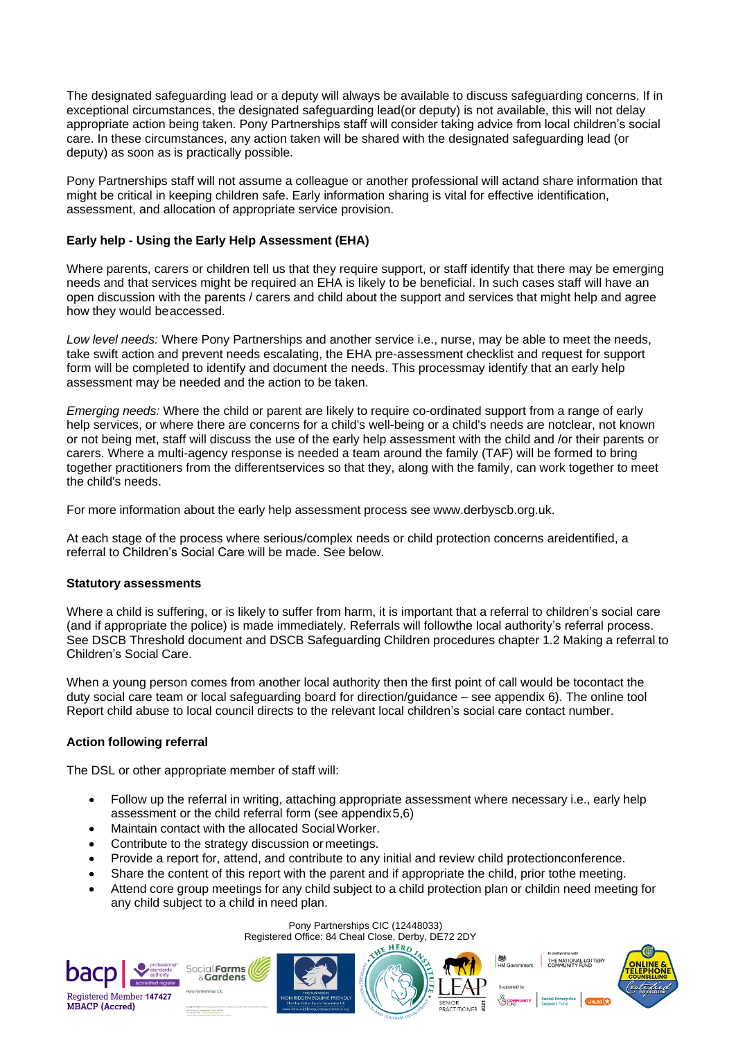The designated safeguarding lead or a deputy will always be available to discuss safeguarding concerns. If in exceptional circumstances, the designated safeguarding lead(or deputy) is not available, this will not delay appropriate action being taken. Pony Partnerships staff will consider taking advice from local children's social care. In these circumstances, any action taken will be shared with the designated safeguarding lead (or deputy) as soon as is practically possible.

Pony Partnerships staff will not assume a colleague or another professional will actand share information that might be critical in keeping children safe. Early information sharing is vital for effective identification, assessment, and allocation of appropriate service provision.

**Early help - Using the Early Help Assessment (EHA)**

Where parents, carers or children tell us that they require support, or staff identify that there may be emerging needs and that services might be required an EHA is likely to be beneficial. In such cases staff will have an open discussion with the parents / carers and child about the support and services that might help and agree how they would beaccessed.

*Low level needs:* Where Pony Partnerships and another service i.e., nurse, may be able to meet the needs, take swift action and prevent needs escalating, the EHA pre-assessment checklist and request for support form will be completed to identify and document the needs. This processmay identify that an early help assessment may be needed and the action to be taken.

*Emerging needs:* Where the child or parent are likely to require co-ordinated support from a range of early help services, or where there are concerns for a child's well-being or a child's needs are notclear, not known or not being met, staff will discuss the use of the early help assessment with the child and /or their parents or carers. Where a multi-agency response is needed a team around the family (TAF) will be formed to bring together practitioners from the differentservices so that they, along with the family, can work together to meet the child's needs.

For more information about the early help assessment process see www.derbyscb.org.uk.

At each stage of the process where serious/complex needs or child protection concerns areidentified, a referral to Children's Social Care will be made. See below.

**Statutory assessments**

Where a child is suffering, or is likely to suffer from harm, it is important that a referral to children's social care (and if appropriate the police) is made immediately. Referrals will followthe local authority's referral process. See DSCB Threshold document and DSCB Safeguarding Children procedures chapter 1.2 Making a referral to Children's Social Care.

When a young person comes from another local authority then the first point of call would be tocontact the duty social care team or local safeguarding board for direction/guidance – see appendix 6). The online tool Report child abuse to local council directs to the relevant local children's social care contact number.

**Action following referral**

The DSL or other appropriate member of staff will:

- Follow up the referral in writing, attaching appropriate assessment where necessary i.e., early help assessment or the child referral form (see appendix5,6)
- Maintain contact with the allocated Social Worker.
- Contribute to the strategy discussion or meetings.
- Provide a report for, attend, and contribute to any initial and review child protectionconference.
- Share the content of this report with the parent and if appropriate the child, prior tothe meeting.
- Attend core group meetings for any child subject to a child protection plan or childin need meeting for any child subject to a child in need plan.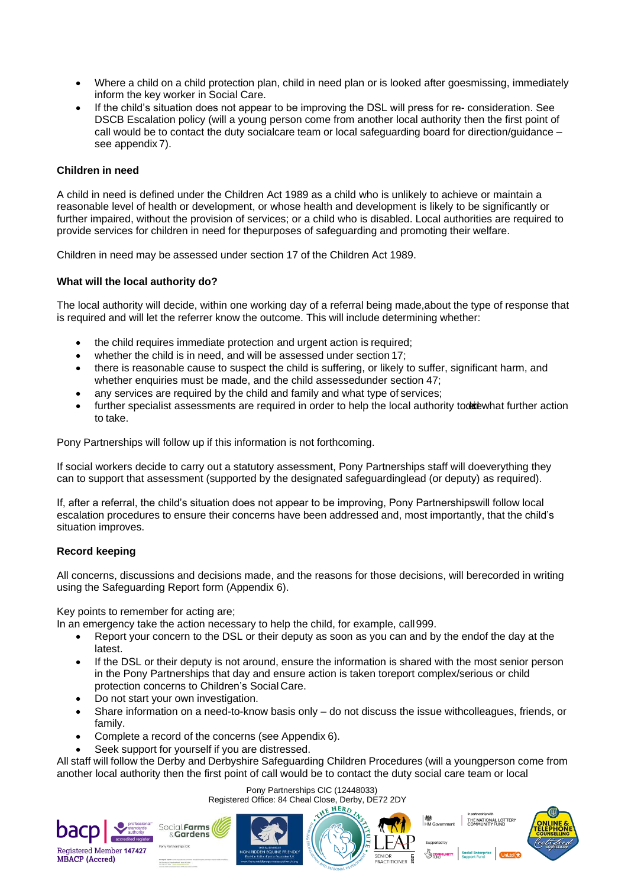- Where a child on a child protection plan, child in need plan or is looked after goesmissing, immediately inform the key worker in Social Care.
- If the child's situation does not appear to be improving the DSL will press for re- consideration. See DSCB Escalation policy (will a young person come from another local authority then the first point of call would be to contact the duty socialcare team or local safeguarding board for direction/guidance – see appendix 7).

**Children in need**

A child in need is defined under the Children Act 1989 as a child who is unlikely to achieve or maintain a reasonable level of health or development, or whose health and development is likely to be significantly or further impaired, without the provision of services; or a child who is disabled. Local authorities are required to provide services for children in need for thepurposes of safeguarding and promoting their welfare.

Children in need may be assessed under section 17 of the Children Act 1989.

**What will the local authority do?**

The local authority will decide, within one working day of a referral being made,about the type of response that is required and will let the referrer know the outcome. This will include determining whether:

- the child requires immediate protection and urgent action is required;
- whether the child is in need, and will be assessed under section 17;
- there is reasonable cause to suspect the child is suffering, or likely to suffer, significant harm, and whether enquiries must be made, and the child assessedunder section 47;
- any services are required by the child and family and what type of services;
- further specialist assessments are required in order to help the local authority todecide what further action to take.

Pony Partnerships will follow up if this information is not forthcoming.

If social workers decide to carry out a statutory assessment, Pony Partnerships staff will doeverything they can to support that assessment (supported by the designated safeguardinglead (or deputy) as required).

If, after a referral, the child's situation does not appear to be improving, Pony Partnershipswill follow local escalation procedures to ensure their concerns have been addressed and, most importantly, that the child's situation improves.

**Record keeping**

All concerns, discussions and decisions made, and the reasons for those decisions, will berecorded in writing using the Safeguarding Report form (Appendix 6).

Key points to remember for acting are;
In an emergency take the action necessary to help the child, for example, call 999.

- Report your concern to the DSL or their deputy as soon as you can and by the endof the day at the latest.
- If the DSL or their deputy is not around, ensure the information is shared with the most senior person in the Pony Partnerships that day and ensure action is taken toreport complex/serious or child protection concerns to Children's Social Care.
- Do not start your own investigation.
- Share information on a need-to-know basis only – do not discuss the issue withcolleagues, friends, or family.
- Complete a record of the concerns (see Appendix 6).
- Seek support for yourself if you are distressed.

All staff will follow the Derby and Derbyshire Safeguarding Children Procedures (will a youngperson come from another local authority then the first point of call would be to contact the duty social care team or local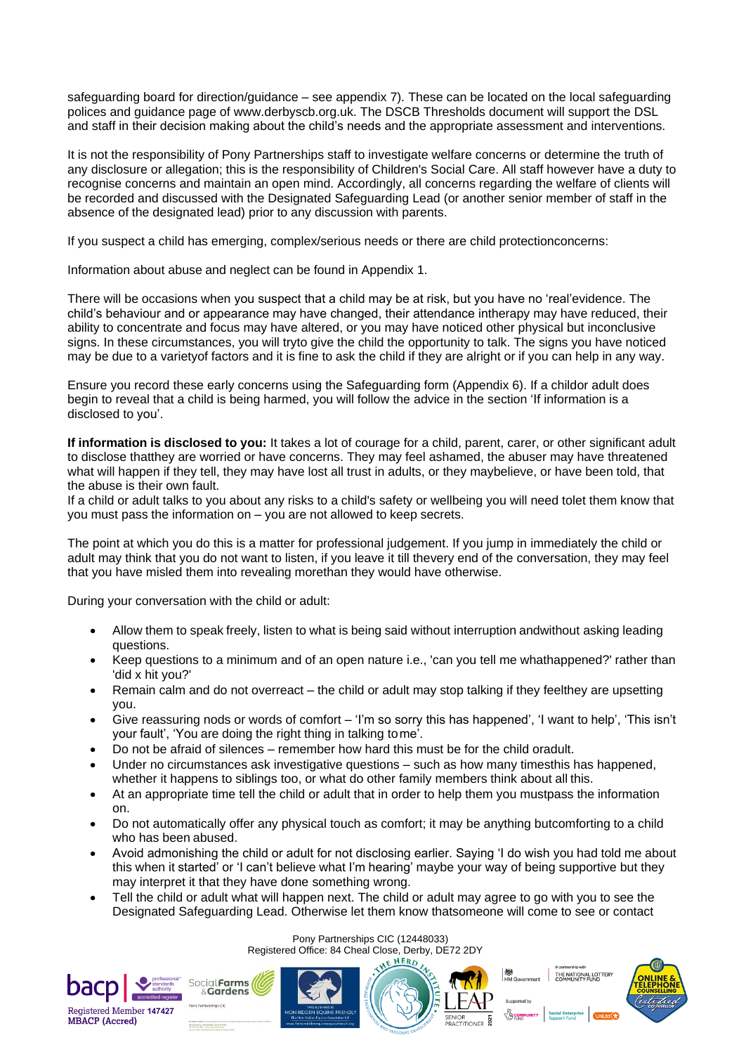safeguarding board for direction/guidance – see appendix 7). These can be located on the local safeguarding polices and guidance page of www.derbyscb.org.uk. The DSCB Thresholds document will support the DSL and staff in their decision making about the child's needs and the appropriate assessment and interventions.

It is not the responsibility of Pony Partnerships staff to investigate welfare concerns or determine the truth of any disclosure or allegation; this is the responsibility of Children's Social Care. All staff however have a duty to recognise concerns and maintain an open mind. Accordingly, all concerns regarding the welfare of clients will be recorded and discussed with the Designated Safeguarding Lead (or another senior member of staff in the absence of the designated lead) prior to any discussion with parents.

If you suspect a child has emerging, complex/serious needs or there are child protectionconcerns:

Information about abuse and neglect can be found in Appendix 1.

There will be occasions when you suspect that a child may be at risk, but you have no 'real'evidence. The child's behaviour and or appearance may have changed, their attendance intherapy may have reduced, their ability to concentrate and focus may have altered, or you may have noticed other physical but inconclusive signs. In these circumstances, you will tryto give the child the opportunity to talk. The signs you have noticed may be due to a varietyof factors and it is fine to ask the child if they are alright or if you can help in any way.

Ensure you record these early concerns using the Safeguarding form (Appendix 6). If a childor adult does begin to reveal that a child is being harmed, you will follow the advice in the section 'If information is a disclosed to you'.

**If information is disclosed to you:** It takes a lot of courage for a child, parent, carer, or other significant adult to disclose thatthey are worried or have concerns. They may feel ashamed, the abuser may have threatened what will happen if they tell, they may have lost all trust in adults, or they maybelieve, or have been told, that the abuse is their own fault.
If a child or adult talks to you about any risks to a child's safety or wellbeing you will need tolet them know that you must pass the information on – you are not allowed to keep secrets.

The point at which you do this is a matter for professional judgement. If you jump in immediately the child or adult may think that you do not want to listen, if you leave it till thevery end of the conversation, they may feel that you have misled them into revealing morethan they would have otherwise.

During your conversation with the child or adult:

- Allow them to speak freely, listen to what is being said without interruption andwithout asking leading questions.
- Keep questions to a minimum and of an open nature i.e., 'can you tell me whathappened?' rather than 'did x hit you?'
- Remain calm and do not overreact – the child or adult may stop talking if they feelthey are upsetting you.
- Give reassuring nods or words of comfort – 'I'm so sorry this has happened', 'I want to help', 'This isn't your fault', 'You are doing the right thing in talking tome'.
- Do not be afraid of silences – remember how hard this must be for the child oradult.
- Under no circumstances ask investigative questions – such as how many timesthis has happened, whether it happens to siblings too, or what do other family members think about all this.
- At an appropriate time tell the child or adult that in order to help them you mustpass the information on.
- Do not automatically offer any physical touch as comfort; it may be anything butcomforting to a child who has been abused.
- Avoid admonishing the child or adult for not disclosing earlier. Saying 'I do wish you had told me about this when it started' or 'I can't believe what I'm hearing' maybe your way of being supportive but they may interpret it that they have done something wrong.
- Tell the child or adult what will happen next. The child or adult may agree to go with you to see the Designated Safeguarding Lead. Otherwise let them know thatsomeone will come to see or contact

Pony Partnerships CIC (12448033)
Registered Office: 84 Cheal Close, Derby, DE72 2DY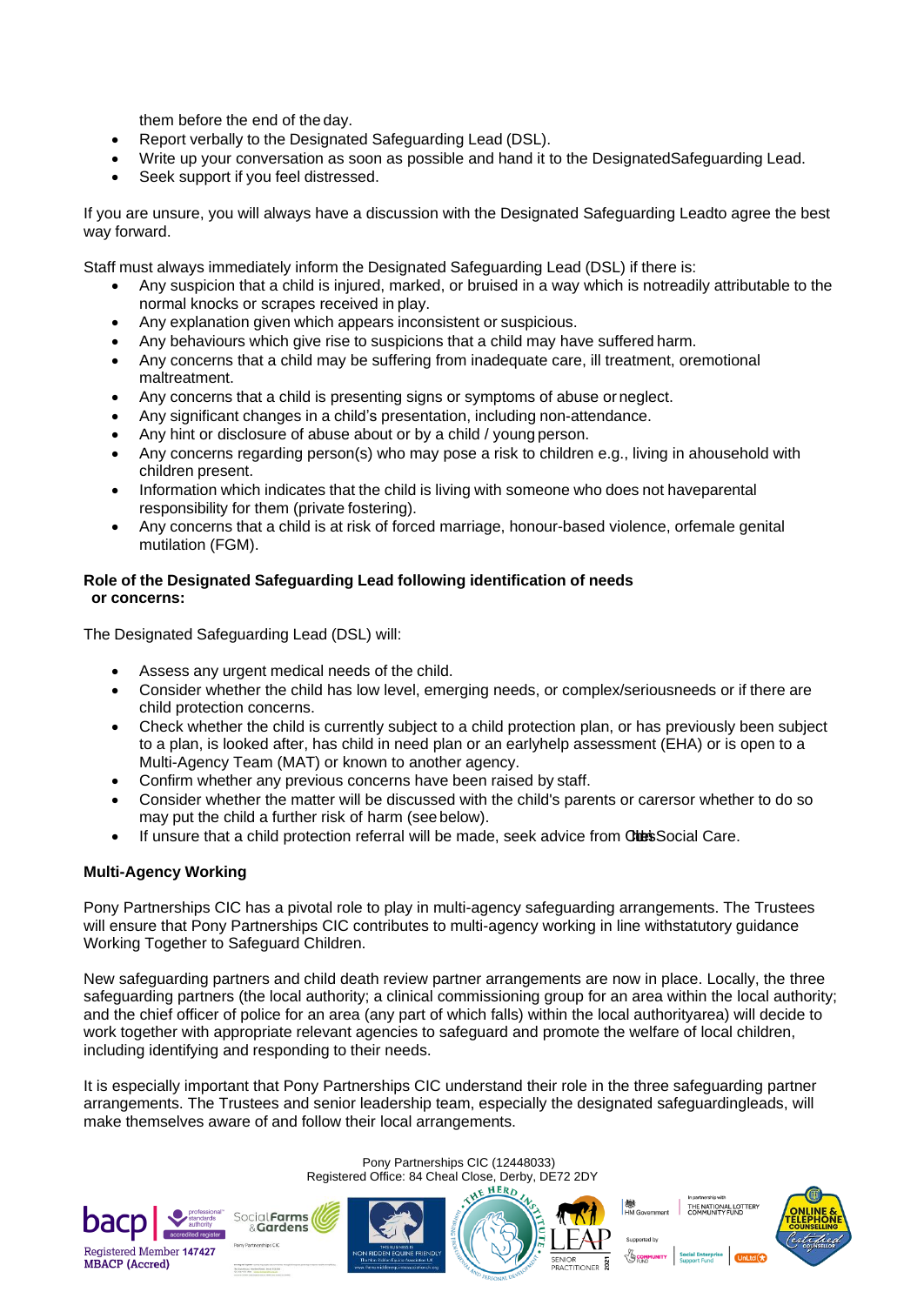them before the end of the day.

- Report verbally to the Designated Safeguarding Lead (DSL).
- Write up your conversation as soon as possible and hand it to the DesignatedSafeguarding Lead.
- Seek support if you feel distressed.

If you are unsure, you will always have a discussion with the Designated Safeguarding Leadto agree the best way forward.

Staff must always immediately inform the Designated Safeguarding Lead (DSL) if there is:

- Any suspicion that a child is injured, marked, or bruised in a way which is notreadily attributable to the normal knocks or scrapes received in play.
- Any explanation given which appears inconsistent or suspicious.
- Any behaviours which give rise to suspicions that a child may have suffered harm.
- Any concerns that a child may be suffering from inadequate care, ill treatment, oremotional maltreatment.
- Any concerns that a child is presenting signs or symptoms of abuse or neglect.
- Any significant changes in a child's presentation, including non-attendance.
- Any hint or disclosure of abuse about or by a child / young person.
- Any concerns regarding person(s) who may pose a risk to children e.g., living in ahousehold with children present.
- Information which indicates that the child is living with someone who does not haveparental responsibility for them (private fostering).
- Any concerns that a child is at risk of forced marriage, honour-based violence, orfemale genital mutilation (FGM).

**Role of the Designated Safeguarding Lead following identification of needs or concerns:**

The Designated Safeguarding Lead (DSL) will:

- Assess any urgent medical needs of the child.
- Consider whether the child has low level, emerging needs, or complex/seriousneeds or if there are child protection concerns.
- Check whether the child is currently subject to a child protection plan, or has previously been subject to a plan, is looked after, has child in need plan or an earlyhelp assessment (EHA) or is open to a Multi-Agency Team (MAT) or known to another agency.
- Confirm whether any previous concerns have been raised by staff.
- Consider whether the matter will be discussed with the child's parents or carersor whether to do so may put the child a further risk of harm (see below).
- If unsure that a child protection referral will be made, seek advice from Children's Social Care.

**Multi-Agency Working**

Pony Partnerships CIC has a pivotal role to play in multi-agency safeguarding arrangements. The Trustees will ensure that Pony Partnerships CIC contributes to multi-agency working in line withstatutory guidance Working Together to Safeguard Children.

New safeguarding partners and child death review partner arrangements are now in place. Locally, the three safeguarding partners (the local authority; a clinical commissioning group for an area within the local authority; and the chief officer of police for an area (any part of which falls) within the local authorityarea) will decide to work together with appropriate relevant agencies to safeguard and promote the welfare of local children, including identifying and responding to their needs.

It is especially important that Pony Partnerships CIC understand their role in the three safeguarding partner arrangements. The Trustees and senior leadership team, especially the designated safeguardingleads, will make themselves aware of and follow their local arrangements.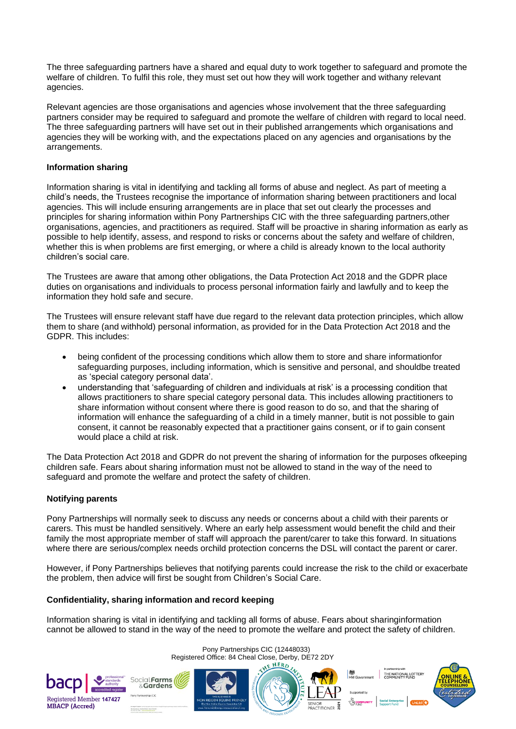The three safeguarding partners have a shared and equal duty to work together to safeguard and promote the welfare of children. To fulfil this role, they must set out how they will work together and withany relevant agencies.

Relevant agencies are those organisations and agencies whose involvement that the three safeguarding partners consider may be required to safeguard and promote the welfare of children with regard to local need. The three safeguarding partners will have set out in their published arrangements which organisations and agencies they will be working with, and the expectations placed on any agencies and organisations by the arrangements.

**Information sharing**

Information sharing is vital in identifying and tackling all forms of abuse and neglect. As part of meeting a child's needs, the Trustees recognise the importance of information sharing between practitioners and local agencies. This will include ensuring arrangements are in place that set out clearly the processes and principles for sharing information within Pony Partnerships CIC with the three safeguarding partners,other organisations, agencies, and practitioners as required. Staff will be proactive in sharing information as early as possible to help identify, assess, and respond to risks or concerns about the safety and welfare of children, whether this is when problems are first emerging, or where a child is already known to the local authority children's social care.

The Trustees are aware that among other obligations, the Data Protection Act 2018 and the GDPR place duties on organisations and individuals to process personal information fairly and lawfully and to keep the information they hold safe and secure.

The Trustees will ensure relevant staff have due regard to the relevant data protection principles, which allow them to share (and withhold) personal information, as provided for in the Data Protection Act 2018 and the GDPR. This includes:

- being confident of the processing conditions which allow them to store and share informationfor safeguarding purposes, including information, which is sensitive and personal, and shouldbe treated as 'special category personal data'.
- understanding that 'safeguarding of children and individuals at risk' is a processing condition that allows practitioners to share special category personal data. This includes allowing practitioners to share information without consent where there is good reason to do so, and that the sharing of information will enhance the safeguarding of a child in a timely manner, butit is not possible to gain consent, it cannot be reasonably expected that a practitioner gains consent, or if to gain consent would place a child at risk.

The Data Protection Act 2018 and GDPR do not prevent the sharing of information for the purposes ofkeeping children safe. Fears about sharing information must not be allowed to stand in the way of the need to safeguard and promote the welfare and protect the safety of children.

**Notifying parents**

Pony Partnerships will normally seek to discuss any needs or concerns about a child with their parents or carers. This must be handled sensitively. Where an early help assessment would benefit the child and their family the most appropriate member of staff will approach the parent/carer to take this forward. In situations where there are serious/complex needs orchild protection concerns the DSL will contact the parent or carer.

However, if Pony Partnerships believes that notifying parents could increase the risk to the child or exacerbate the problem, then advice will first be sought from Children's Social Care.

**Confidentiality, sharing information and record keeping**

Information sharing is vital in identifying and tackling all forms of abuse. Fears about sharinginformation cannot be allowed to stand in the way of the need to promote the welfare and protect the safety of children.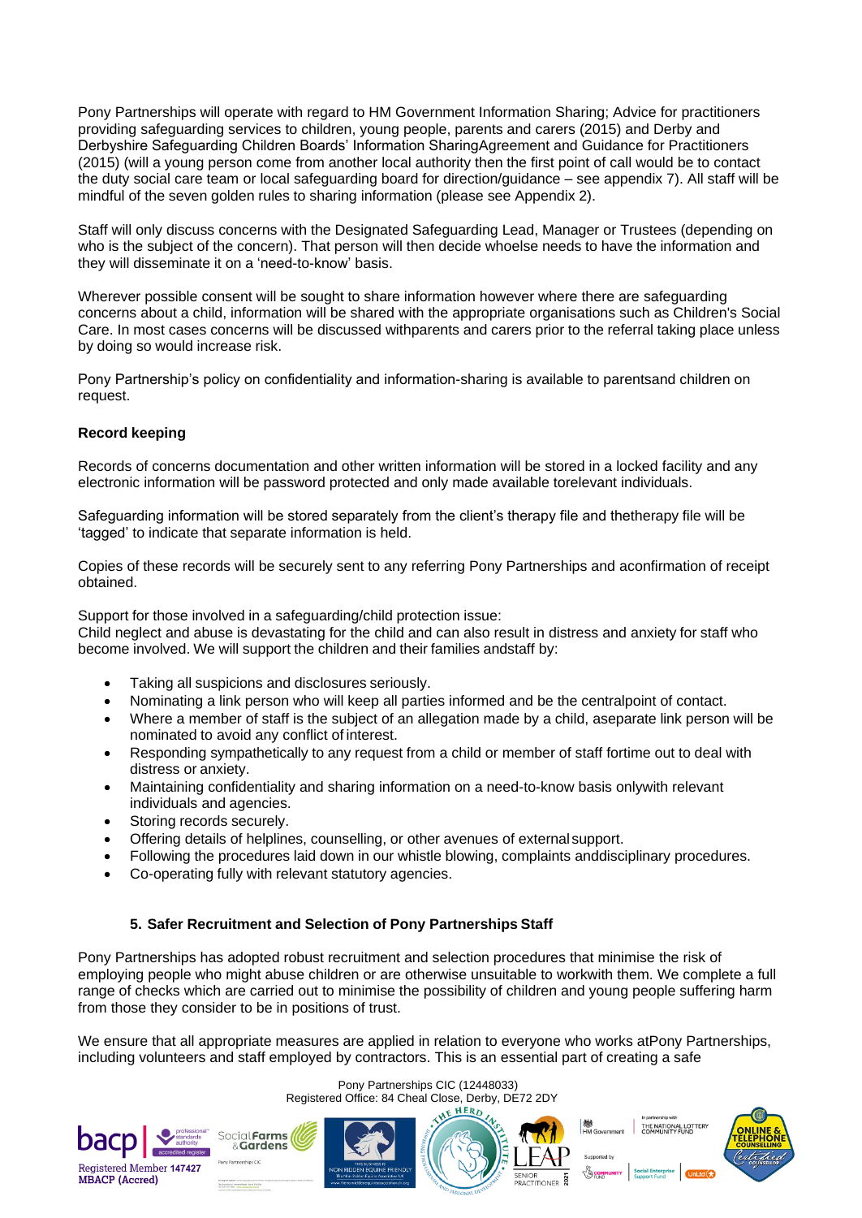Pony Partnerships will operate with regard to HM Government Information Sharing; Advice for practitioners providing safeguarding services to children, young people, parents and carers (2015) and Derby and Derbyshire Safeguarding Children Boards' Information SharingAgreement and Guidance for Practitioners (2015) (will a young person come from another local authority then the first point of call would be to contact the duty social care team or local safeguarding board for direction/guidance – see appendix 7). All staff will be mindful of the seven golden rules to sharing information (please see Appendix 2).

Staff will only discuss concerns with the Designated Safeguarding Lead, Manager or Trustees (depending on who is the subject of the concern). That person will then decide whoelse needs to have the information and they will disseminate it on a 'need-to-know' basis.

Wherever possible consent will be sought to share information however where there are safeguarding concerns about a child, information will be shared with the appropriate organisations such as Children's Social Care. In most cases concerns will be discussed withparents and carers prior to the referral taking place unless by doing so would increase risk.

Pony Partnership's policy on confidentiality and information-sharing is available to parentsand children on request.

**Record keeping**

Records of concerns documentation and other written information will be stored in a locked facility and any electronic information will be password protected and only made available torelevant individuals.

Safeguarding information will be stored separately from the client's therapy file and thetherapy file will be 'tagged' to indicate that separate information is held.

Copies of these records will be securely sent to any referring Pony Partnerships and aconfirmation of receipt obtained.

Support for those involved in a safeguarding/child protection issue:
Child neglect and abuse is devastating for the child and can also result in distress and anxiety for staff who become involved. We will support the children and their families andstaff by:

- Taking all suspicions and disclosures seriously.
- Nominating a link person who will keep all parties informed and be the centralpoint of contact.
- Where a member of staff is the subject of an allegation made by a child, aseparate link person will be nominated to avoid any conflict of interest.
- Responding sympathetically to any request from a child or member of staff fortime out to deal with distress or anxiety.
- Maintaining confidentiality and sharing information on a need-to-know basis onlywith relevant individuals and agencies.
- Storing records securely.
- Offering details of helplines, counselling, or other avenues of external support.
- Following the procedures laid down in our whistle blowing, complaints anddisciplinary procedures.
- Co-operating fully with relevant statutory agencies.

## 5. Safer Recruitment and Selection of Pony Partnerships Staff

Pony Partnerships has adopted robust recruitment and selection procedures that minimise the risk of employing people who might abuse children or are otherwise unsuitable to workwith them. We complete a full range of checks which are carried out to minimise the possibility of children and young people suffering harm from those they consider to be in positions of trust.

We ensure that all appropriate measures are applied in relation to everyone who works atPony Partnerships, including volunteers and staff employed by contractors. This is an essential part of creating a safe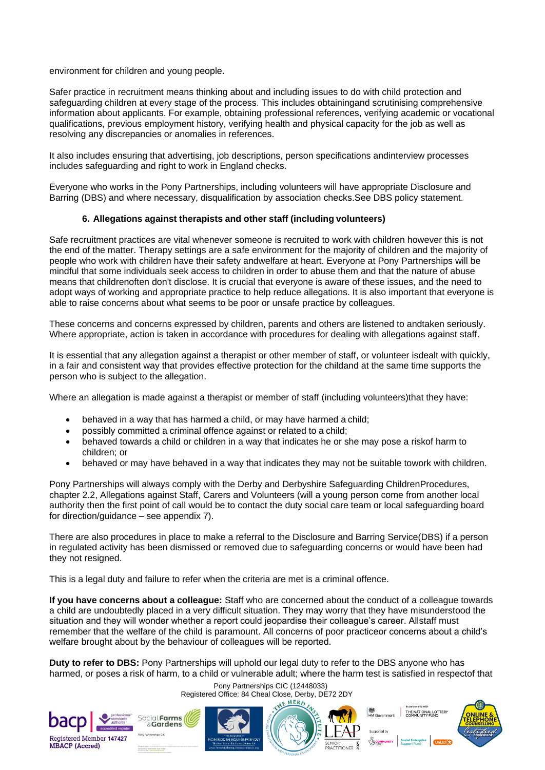environment for children and young people.

Safer practice in recruitment means thinking about and including issues to do with child protection and safeguarding children at every stage of the process. This includes obtainingand scrutinising comprehensive information about applicants. For example, obtaining professional references, verifying academic or vocational qualifications, previous employment history, verifying health and physical capacity for the job as well as resolving any discrepancies or anomalies in references.

It also includes ensuring that advertising, job descriptions, person specifications andinterview processes includes safeguarding and right to work in England checks.

Everyone who works in the Pony Partnerships, including volunteers will have appropriate Disclosure and Barring (DBS) and where necessary, disqualification by association checks.See DBS policy statement.

### 6. Allegations against therapists and other staff (including volunteers)

Safe recruitment practices are vital whenever someone is recruited to work with children however this is not the end of the matter. Therapy settings are a safe environment for the majority of children and the majority of people who work with children have their safety andwelfare at heart. Everyone at Pony Partnerships will be mindful that some individuals seek access to children in order to abuse them and that the nature of abuse means that childrenoften don't disclose. It is crucial that everyone is aware of these issues, and the need to adopt ways of working and appropriate practice to help reduce allegations. It is also important that everyone is able to raise concerns about what seems to be poor or unsafe practice by colleagues.

These concerns and concerns expressed by children, parents and others are listened to andtaken seriously. Where appropriate, action is taken in accordance with procedures for dealing with allegations against staff.

It is essential that any allegation against a therapist or other member of staff, or volunteer isdealt with quickly, in a fair and consistent way that provides effective protection for the childand at the same time supports the person who is subject to the allegation.

Where an allegation is made against a therapist or member of staff (including volunteers)that they have:

- behaved in a way that has harmed a child, or may have harmed a child;
- possibly committed a criminal offence against or related to a child;
- behaved towards a child or children in a way that indicates he or she may pose a riskof harm to children; or
- behaved or may have behaved in a way that indicates they may not be suitable towork with children.

Pony Partnerships will always comply with the Derby and Derbyshire Safeguarding ChildrenProcedures, chapter 2.2, Allegations against Staff, Carers and Volunteers (will a young person come from another local authority then the first point of call would be to contact the duty social care team or local safeguarding board for direction/guidance – see appendix 7).

There are also procedures in place to make a referral to the Disclosure and Barring Service(DBS) if a person in regulated activity has been dismissed or removed due to safeguarding concerns or would have been had they not resigned.

This is a legal duty and failure to refer when the criteria are met is a criminal offence.

**If you have concerns about a colleague:** Staff who are concerned about the conduct of a colleague towards a child are undoubtedly placed in a very difficult situation. They may worry that they have misunderstood the situation and they will wonder whether a report could jeopardise their colleague's career. Allstaff must remember that the welfare of the child is paramount. All concerns of poor practiceor concerns about a child's welfare brought about by the behaviour of colleagues will be reported.

**Duty to refer to DBS:** Pony Partnerships will uphold our legal duty to refer to the DBS anyone who has harmed, or poses a risk of harm, to a child or vulnerable adult; where the harm test is satisfied in respectof that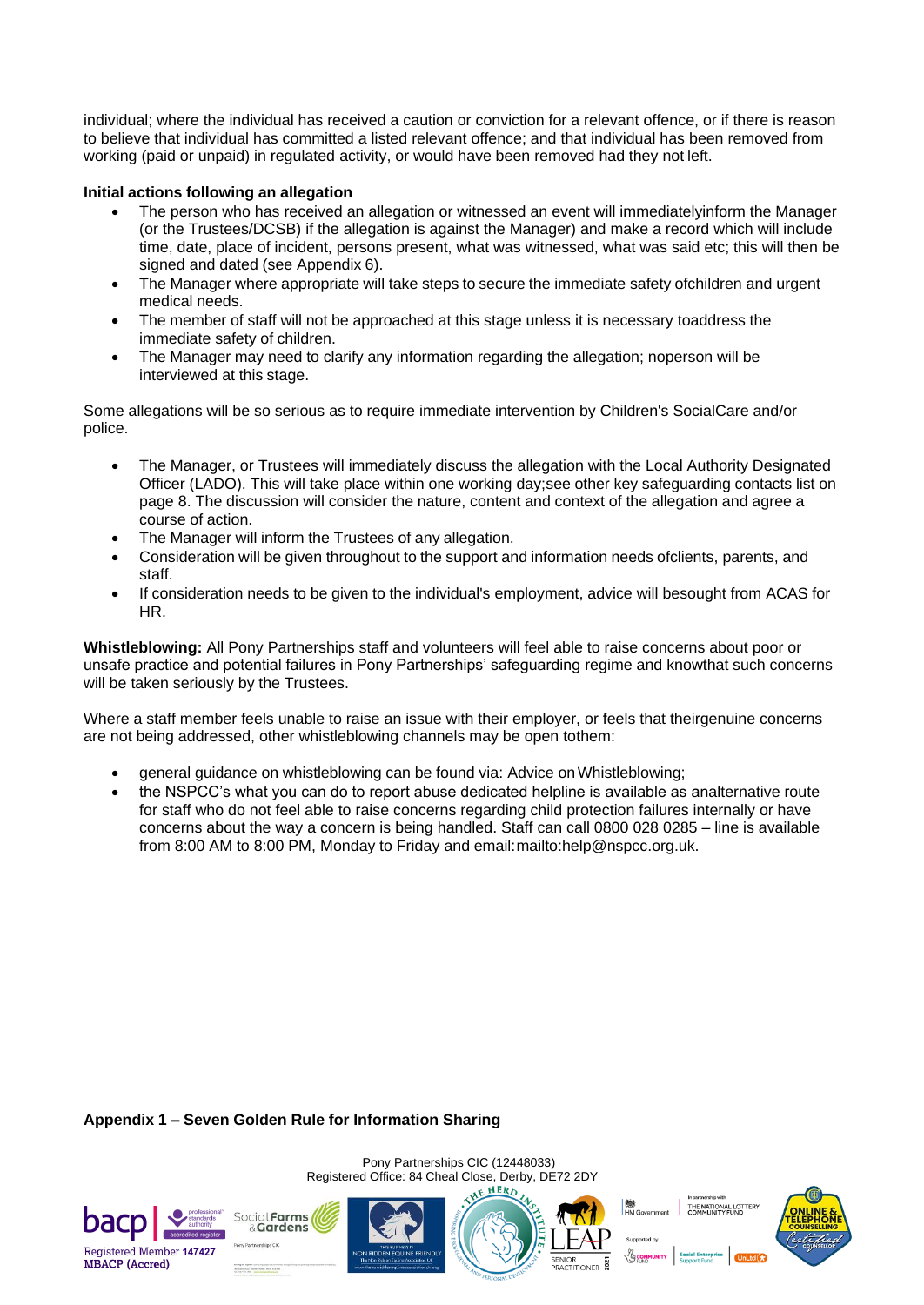individual; where the individual has received a caution or conviction for a relevant offence, or if there is reason to believe that individual has committed a listed relevant offence; and that individual has been removed from working (paid or unpaid) in regulated activity, or would have been removed had they not left.

**Initial actions following an allegation**

- The person who has received an allegation or witnessed an event will immediatelyinform the Manager (or the Trustees/DCSB) if the allegation is against the Manager) and make a record which will include time, date, place of incident, persons present, what was witnessed, what was said etc; this will then be signed and dated (see Appendix 6).
- The Manager where appropriate will take steps to secure the immediate safety ofchildren and urgent medical needs.
- The member of staff will not be approached at this stage unless it is necessary toaddress the immediate safety of children.
- The Manager may need to clarify any information regarding the allegation; noperson will be interviewed at this stage.

Some allegations will be so serious as to require immediate intervention by Children's SocialCare and/or police.

- The Manager, or Trustees will immediately discuss the allegation with the Local Authority Designated Officer (LADO). This will take place within one working day;see other key safeguarding contacts list on page 8. The discussion will consider the nature, content and context of the allegation and agree a course of action.
- The Manager will inform the Trustees of any allegation.
- Consideration will be given throughout to the support and information needs ofclients, parents, and staff.
- If consideration needs to be given to the individual's employment, advice will besought from ACAS for HR.

**Whistleblowing:** All Pony Partnerships staff and volunteers will feel able to raise concerns about poor or unsafe practice and potential failures in Pony Partnerships' safeguarding regime and knowthat such concerns will be taken seriously by the Trustees.

Where a staff member feels unable to raise an issue with their employer, or feels that theirgenuine concerns are not being addressed, other whistleblowing channels may be open tothem:

- general guidance on whistleblowing can be found via: Advice on Whistleblowing;
- the NSPCC's what you can do to report abuse dedicated helpline is available as analternative route for staff who do not feel able to raise concerns regarding child protection failures internally or have concerns about the way a concern is being handled. Staff can call 0800 028 0285 – line is available from 8:00 AM to 8:00 PM, Monday to Friday and email:mailto:help@nspcc.org.uk.

**Appendix 1 – Seven Golden Rule for Information Sharing**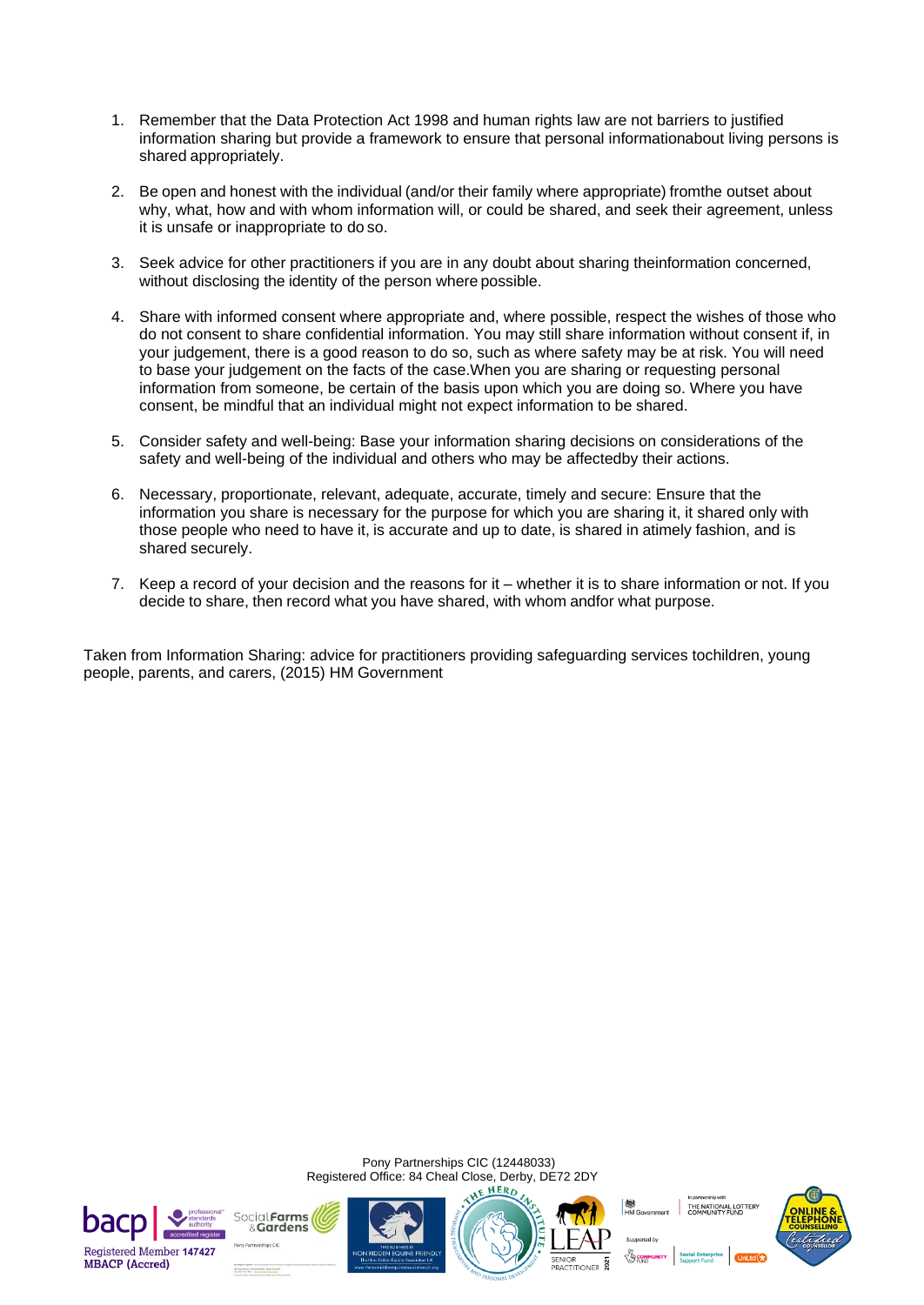1. Remember that the Data Protection Act 1998 and human rights law are not barriers to justified information sharing but provide a framework to ensure that personal informationabout living persons is shared appropriately.

2. Be open and honest with the individual (and/or their family where appropriate) fromthe outset about why, what, how and with whom information will, or could be shared, and seek their agreement, unless it is unsafe or inappropriate to do so.

3. Seek advice for other practitioners if you are in any doubt about sharing theinformation concerned, without disclosing the identity of the person where possible.

4. Share with informed consent where appropriate and, where possible, respect the wishes of those who do not consent to share confidential information. You may still share information without consent if, in your judgement, there is a good reason to do so, such as where safety may be at risk. You will need to base your judgement on the facts of the case.When you are sharing or requesting personal information from someone, be certain of the basis upon which you are doing so. Where you have consent, be mindful that an individual might not expect information to be shared.

5. Consider safety and well-being: Base your information sharing decisions on considerations of the safety and well-being of the individual and others who may be affectedby their actions.

6. Necessary, proportionate, relevant, adequate, accurate, timely and secure: Ensure that the information you share is necessary for the purpose for which you are sharing it, it shared only with those people who need to have it, is accurate and up to date, is shared in atimely fashion, and is shared securely.

7. Keep a record of your decision and the reasons for it – whether it is to share information or not. If you decide to share, then record what you have shared, with whom andfor what purpose.

Taken from Information Sharing: advice for practitioners providing safeguarding services tochildren, young people, parents, and carers, (2015) HM Government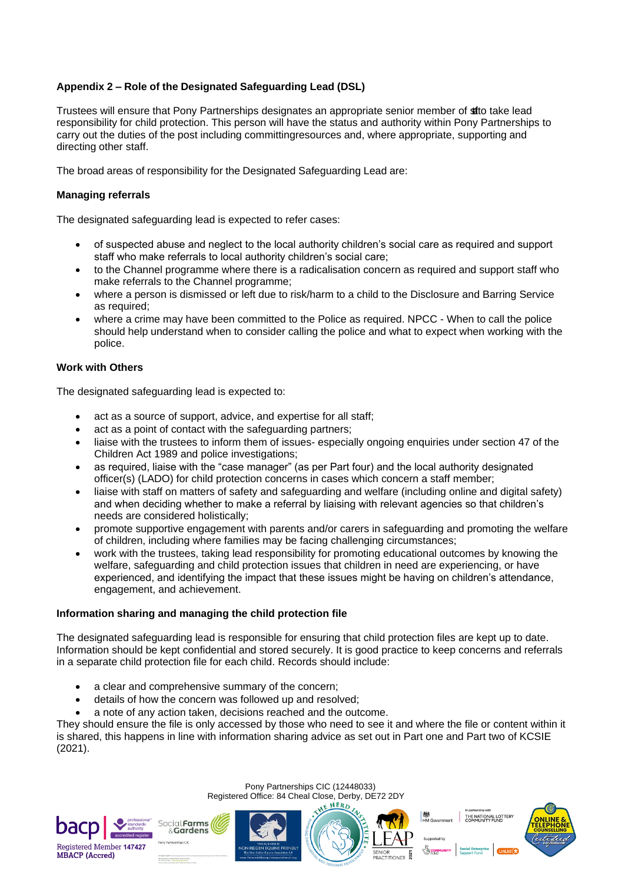**Appendix 2 – Role of the Designated Safeguarding Lead (DSL)**

Trustees will ensure that Pony Partnerships designates an appropriate senior member of staff to take lead responsibility for child protection. This person will have the status and authority within Pony Partnerships to carry out the duties of the post including committingresources and, where appropriate, supporting and directing other staff.

The broad areas of responsibility for the Designated Safeguarding Lead are:

**Managing referrals**

The designated safeguarding lead is expected to refer cases:

- of suspected abuse and neglect to the local authority children's social care as required and support staff who make referrals to local authority children's social care;
- to the Channel programme where there is a radicalisation concern as required and support staff who make referrals to the Channel programme;
- where a person is dismissed or left due to risk/harm to a child to the Disclosure and Barring Service as required;
- where a crime may have been committed to the Police as required. NPCC - When to call the police should help understand when to consider calling the police and what to expect when working with the police.

**Work with Others**

The designated safeguarding lead is expected to:

- act as a source of support, advice, and expertise for all staff;
- act as a point of contact with the safeguarding partners;
- liaise with the trustees to inform them of issues- especially ongoing enquiries under section 47 of the Children Act 1989 and police investigations;
- as required, liaise with the "case manager" (as per Part four) and the local authority designated officer(s) (LADO) for child protection concerns in cases which concern a staff member;
- liaise with staff on matters of safety and safeguarding and welfare (including online and digital safety) and when deciding whether to make a referral by liaising with relevant agencies so that children's needs are considered holistically;
- promote supportive engagement with parents and/or carers in safeguarding and promoting the welfare of children, including where families may be facing challenging circumstances;
- work with the trustees, taking lead responsibility for promoting educational outcomes by knowing the welfare, safeguarding and child protection issues that children in need are experiencing, or have experienced, and identifying the impact that these issues might be having on children's attendance, engagement, and achievement.

**Information sharing and managing the child protection file**

The designated safeguarding lead is responsible for ensuring that child protection files are kept up to date. Information should be kept confidential and stored securely. It is good practice to keep concerns and referrals in a separate child protection file for each child. Records should include:

- a clear and comprehensive summary of the concern;
- details of how the concern was followed up and resolved;
- a note of any action taken, decisions reached and the outcome.

They should ensure the file is only accessed by those who need to see it and where the file or content within it is shared, this happens in line with information sharing advice as set out in Part one and Part two of KCSIE (2021).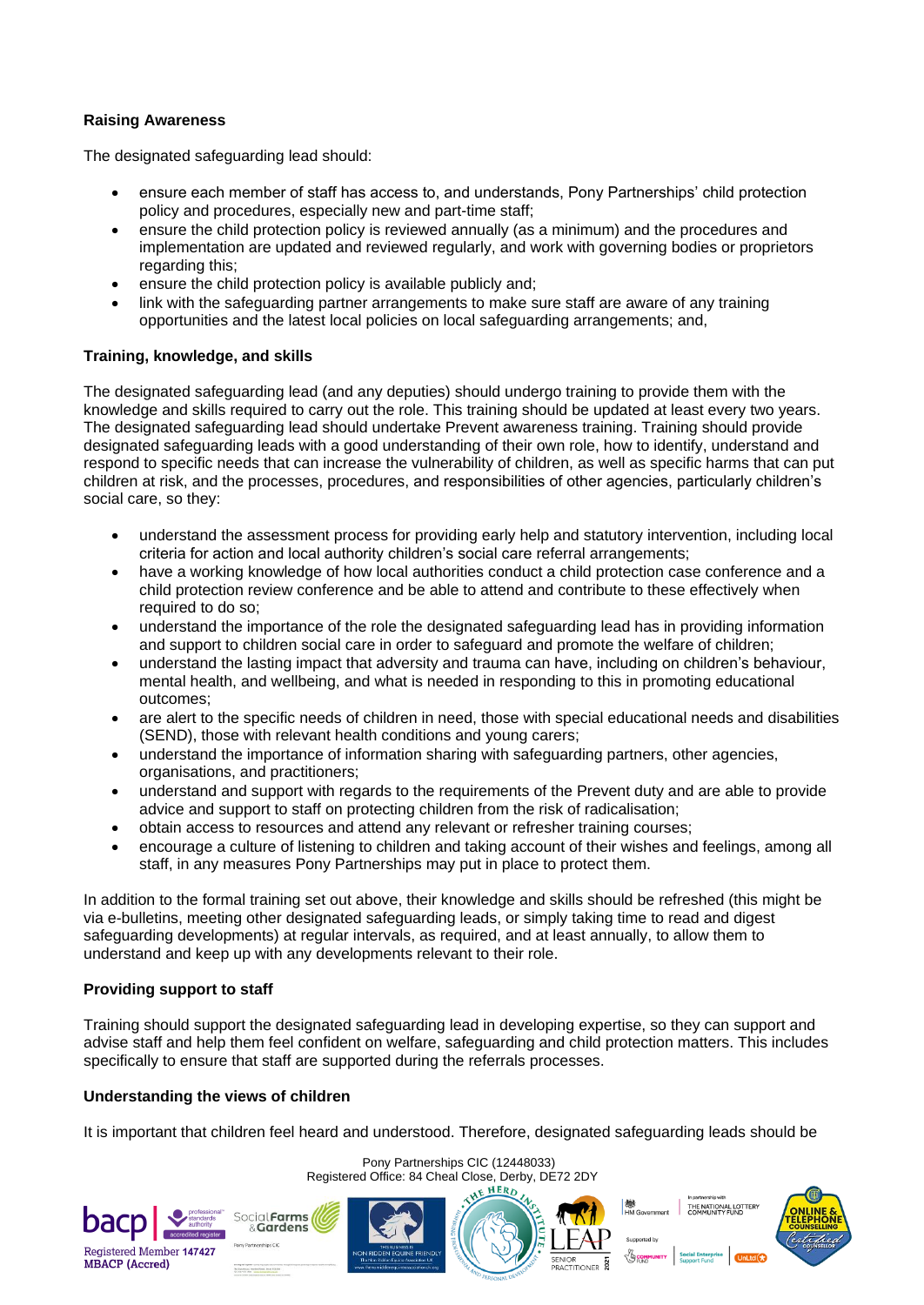**Raising Awareness**

The designated safeguarding lead should:

- ensure each member of staff has access to, and understands, Pony Partnerships' child protection policy and procedures, especially new and part-time staff;
- ensure the child protection policy is reviewed annually (as a minimum) and the procedures and implementation are updated and reviewed regularly, and work with governing bodies or proprietors regarding this;
- ensure the child protection policy is available publicly and;
- link with the safeguarding partner arrangements to make sure staff are aware of any training opportunities and the latest local policies on local safeguarding arrangements; and,

**Training, knowledge, and skills**

The designated safeguarding lead (and any deputies) should undergo training to provide them with the knowledge and skills required to carry out the role. This training should be updated at least every two years. The designated safeguarding lead should undertake Prevent awareness training. Training should provide designated safeguarding leads with a good understanding of their own role, how to identify, understand and respond to specific needs that can increase the vulnerability of children, as well as specific harms that can put children at risk, and the processes, procedures, and responsibilities of other agencies, particularly children's social care, so they:

- understand the assessment process for providing early help and statutory intervention, including local criteria for action and local authority children's social care referral arrangements;
- have a working knowledge of how local authorities conduct a child protection case conference and a child protection review conference and be able to attend and contribute to these effectively when required to do so;
- understand the importance of the role the designated safeguarding lead has in providing information and support to children social care in order to safeguard and promote the welfare of children;
- understand the lasting impact that adversity and trauma can have, including on children's behaviour, mental health, and wellbeing, and what is needed in responding to this in promoting educational outcomes;
- are alert to the specific needs of children in need, those with special educational needs and disabilities (SEND), those with relevant health conditions and young carers;
- understand the importance of information sharing with safeguarding partners, other agencies, organisations, and practitioners;
- understand and support with regards to the requirements of the Prevent duty and are able to provide advice and support to staff on protecting children from the risk of radicalisation;
- obtain access to resources and attend any relevant or refresher training courses;
- encourage a culture of listening to children and taking account of their wishes and feelings, among all staff, in any measures Pony Partnerships may put in place to protect them.

In addition to the formal training set out above, their knowledge and skills should be refreshed (this might be via e-bulletins, meeting other designated safeguarding leads, or simply taking time to read and digest safeguarding developments) at regular intervals, as required, and at least annually, to allow them to understand and keep up with any developments relevant to their role.

**Providing support to staff**

Training should support the designated safeguarding lead in developing expertise, so they can support and advise staff and help them feel confident on welfare, safeguarding and child protection matters. This includes specifically to ensure that staff are supported during the referrals processes.

**Understanding the views of children**

It is important that children feel heard and understood. Therefore, designated safeguarding leads should be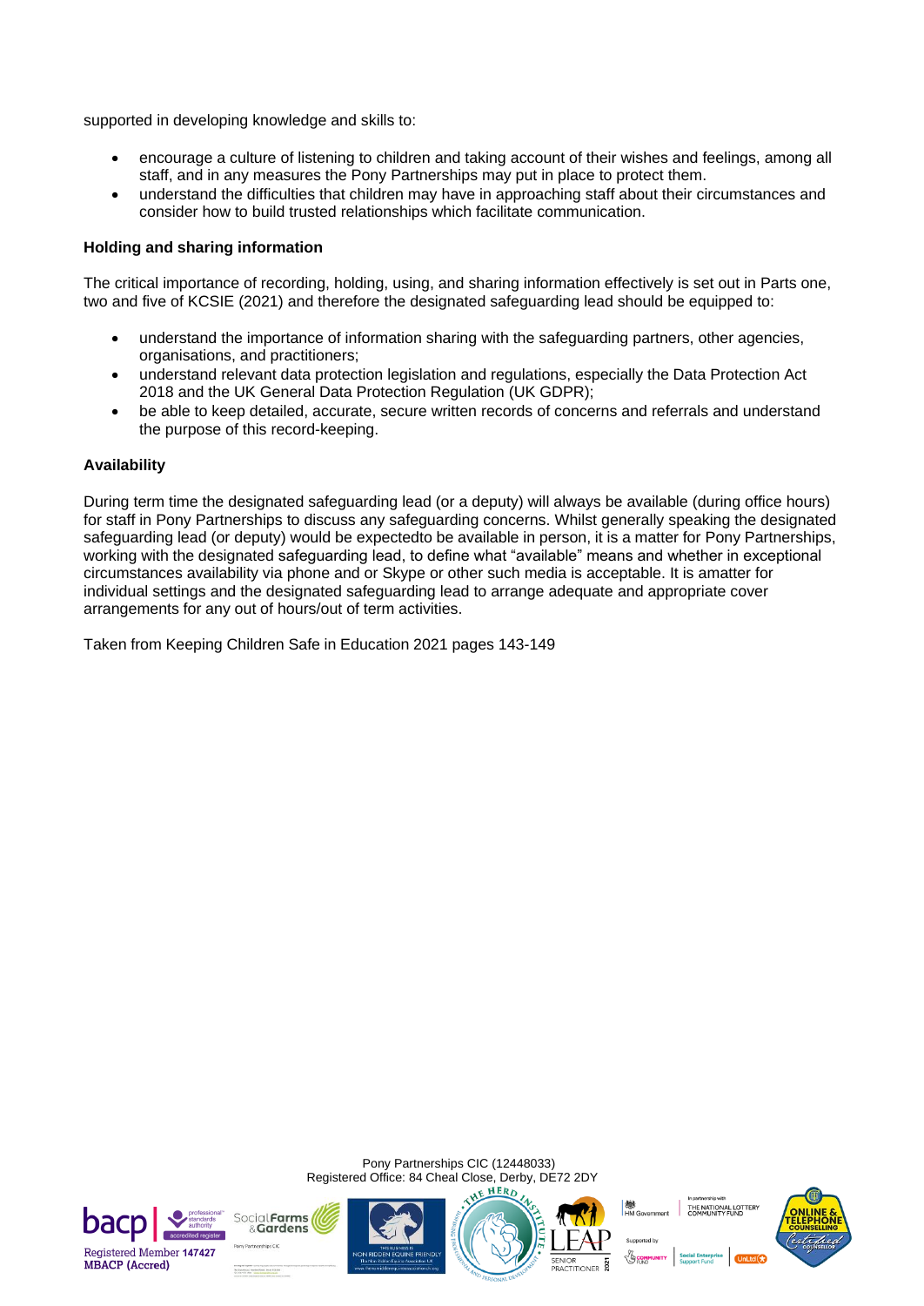supported in developing knowledge and skills to:

- encourage a culture of listening to children and taking account of their wishes and feelings, among all staff, and in any measures the Pony Partnerships may put in place to protect them.
- understand the difficulties that children may have in approaching staff about their circumstances and consider how to build trusted relationships which facilitate communication.

**Holding and sharing information**

The critical importance of recording, holding, using, and sharing information effectively is set out in Parts one, two and five of KCSIE (2021) and therefore the designated safeguarding lead should be equipped to:

- understand the importance of information sharing with the safeguarding partners, other agencies, organisations, and practitioners;
- understand relevant data protection legislation and regulations, especially the Data Protection Act 2018 and the UK General Data Protection Regulation (UK GDPR);
- be able to keep detailed, accurate, secure written records of concerns and referrals and understand the purpose of this record-keeping.

**Availability**

During term time the designated safeguarding lead (or a deputy) will always be available (during office hours) for staff in Pony Partnerships to discuss any safeguarding concerns. Whilst generally speaking the designated safeguarding lead (or deputy) would be expectedto be available in person, it is a matter for Pony Partnerships, working with the designated safeguarding lead, to define what "available" means and whether in exceptional circumstances availability via phone and or Skype or other such media is acceptable. It is amatter for individual settings and the designated safeguarding lead to arrange adequate and appropriate cover arrangements for any out of hours/out of term activities.

Taken from Keeping Children Safe in Education 2021 pages 143-149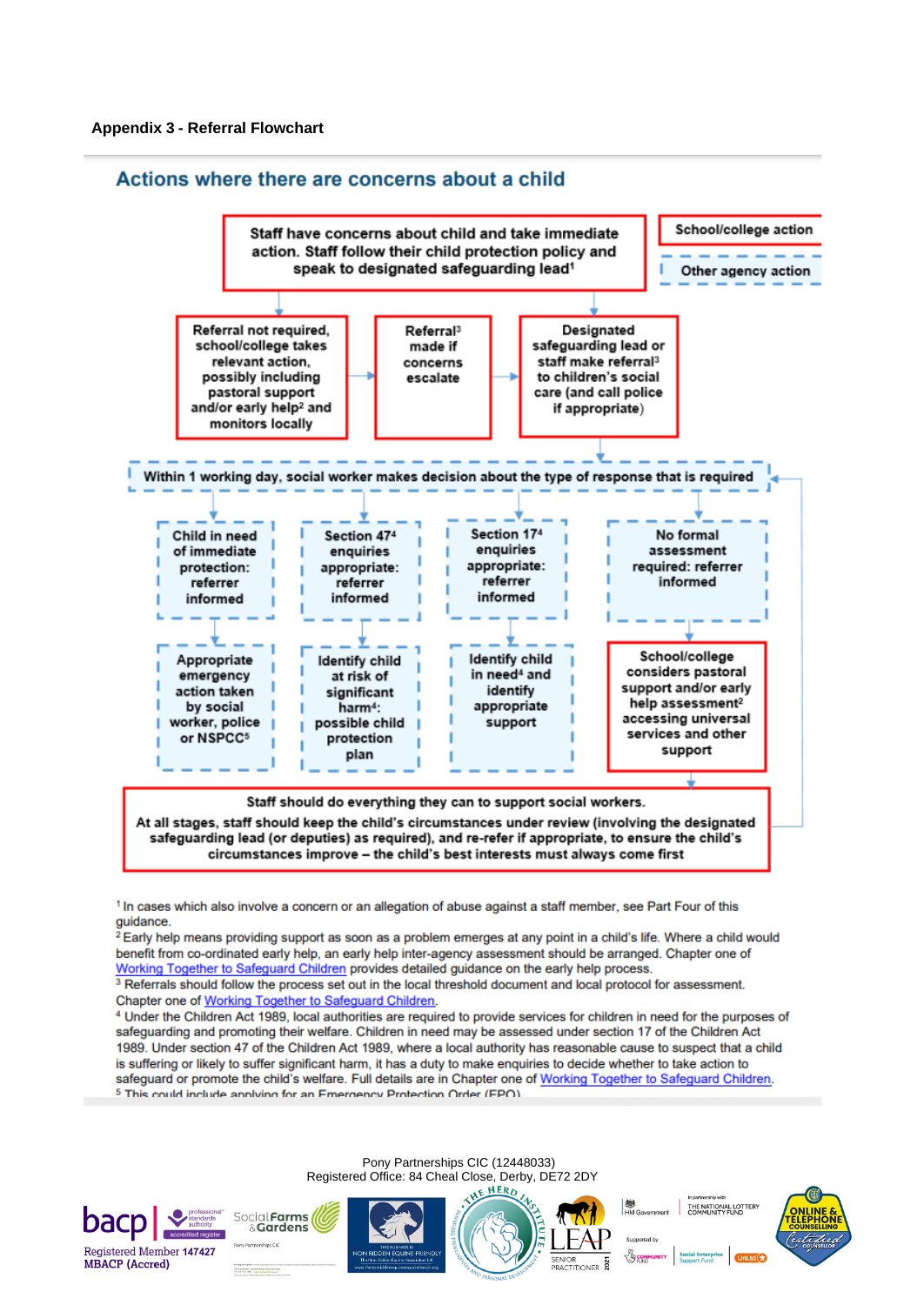**Appendix 3 - Referral Flowchart**

## Actions where there are concerns about a child

School/college action

Other agency action

Staff have concerns about child and take immediate action. Staff follow their child protection policy and speak to designated safeguarding lead[1]

Referral not required, school/college takes relevant action, possibly including pastoral support and/or early help[2] and monitors locally

Referral[3] made if concerns escalate

Designated safeguarding lead or staff make referral[3] to children's social care (and call police if appropriate)

Within 1 working day, social worker makes decision about the type of response that is required

Child in need of immediate protection: referrer informed

Section 47[4] enquiries appropriate: referrer informed

Section 17[4] enquiries appropriate: referrer informed

No formal assessment required: referrer informed

Appropriate emergency action taken by social worker, police or NSPCC[5]

Identify child at risk of significant harm[4]: possible child protection plan

Identify child in need[4] and identify appropriate support

School/college considers pastoral support and/or early help assessment[2] accessing universal services and other support

Staff should do everything they can to support social workers.

At all stages, staff should keep the child's circumstances under review (involving the designated safeguarding lead (or deputies) as required), and re-refer if appropriate, to ensure the child's circumstances improve – the child's best interests must always come first

[1] In cases which also involve a concern or an allegation of abuse against a staff member, see Part Four of this guidance.

[2] Early help means providing support as soon as a problem emerges at any point in a child's life. Where a child would benefit from co-ordinated early help, an early help inter-agency assessment should be arranged. Chapter one of Working Together to Safeguard Children provides detailed guidance on the early help process.

[3] Referrals should follow the process set out in the local threshold document and local protocol for assessment. Chapter one of Working Together to Safeguard Children.

[4] Under the Children Act 1989, local authorities are required to provide services for children in need for the purposes of safeguarding and promoting their welfare. Children in need may be assessed under section 17 of the Children Act 1989. Under section 47 of the Children Act 1989, where a local authority has reasonable cause to suspect that a child is suffering or likely to suffer significant harm, it has a duty to make enquiries to decide whether to take action to safeguard or promote the child's welfare. Full details are in Chapter one of Working Together to Safeguard Children.

[5] This could include applying for an Emergency Protection Order (EPO).

Pony Partnerships CIC (12448033)
Registered Office: 84 Cheal Close, Derby, DE72 2DY

Registered Member 147427
MBACP (Accred)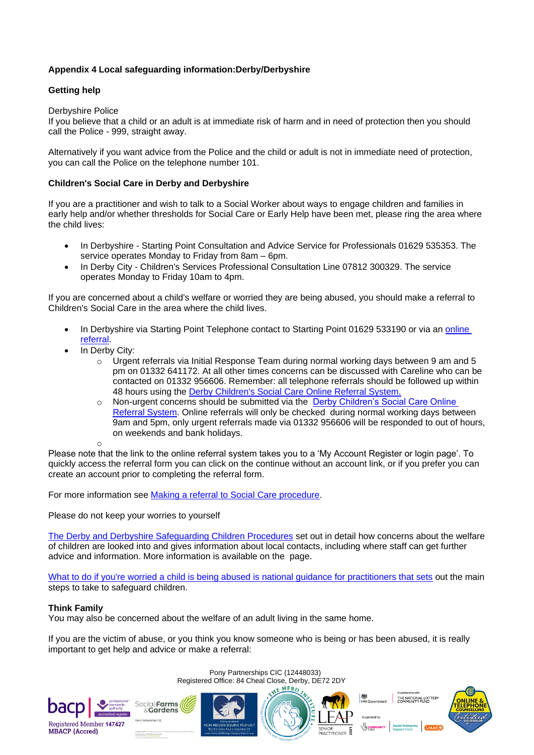**Appendix 4 Local safeguarding information:Derby/Derbyshire**

**Getting help**

Derbyshire Police
If you believe that a child or an adult is at immediate risk of harm and in need of protection then you should call the Police - 999, straight away.

Alternatively if you want advice from the Police and the child or adult is not in immediate need of protection, you can call the Police on the telephone number 101.

**Children's Social Care in Derby and Derbyshire**

If you are a practitioner and wish to talk to a Social Worker about ways to engage children and families in early help and/or whether thresholds for Social Care or Early Help have been met, please ring the area where the child lives:

- In Derbyshire - Starting Point Consultation and Advice Service for Professionals 01629 535353. The service operates Monday to Friday from 8am – 6pm.
- In Derby City - Children's Services Professional Consultation Line 07812 300329. The service operates Monday to Friday 10am to 4pm.

If you are concerned about a child's welfare or worried they are being abused, you should make a referral to Children's Social Care in the area where the child lives.

- In Derbyshire via Starting Point Telephone contact to Starting Point 01629 533190 or via an online referral.
- In Derby City:
  - Urgent referrals via Initial Response Team during normal working days between 9 am and 5 pm on 01332 641172. At all other times concerns can be discussed with Careline who can be contacted on 01332 956606. Remember: all telephone referrals should be followed up within 48 hours using the Derby Children's Social Care Online Referral System.
  - Non-urgent concerns should be submitted via the Derby Children's Social Care Online Referral System. Online referrals will only be checked during normal working days between 9am and 5pm, only urgent referrals made via 01332 956606 will be responded to out of hours, on weekends and bank holidays.

Please note that the link to the online referral system takes you to a 'My Account Register or login page'. To quickly access the referral form you can click on the continue without an account link, or if you prefer you can create an account prior to completing the referral form.

For more information see Making a referral to Social Care procedure.

Please do not keep your worries to yourself

The Derby and Derbyshire Safeguarding Children Procedures set out in detail how concerns about the welfare of children are looked into and gives information about local contacts, including where staff can get further advice and information. More information is available on the page.

What to do if you're worried a child is being abused is national guidance for practitioners that sets out the main steps to take to safeguard children.

**Think Family**
You may also be concerned about the welfare of an adult living in the same home.

If you are the victim of abuse, or you think you know someone who is being or has been abused, it is really important to get help and advice or make a referral:

Pony Partnerships CIC (12448033)
Registered Office: 84 Cheal Close, Derby, DE72 2DY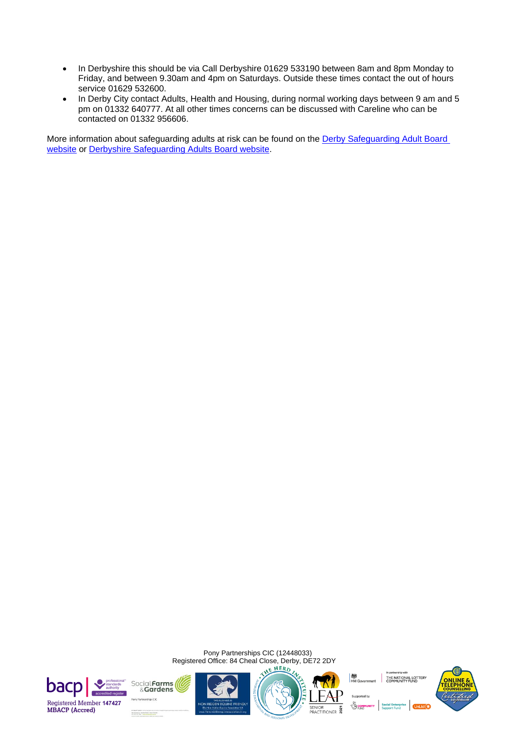- In Derbyshire this should be via Call Derbyshire 01629 533190 between 8am and 8pm Monday to Friday, and between 9.30am and 4pm on Saturdays. Outside these times contact the out of hours service 01629 532600.
- In Derby City contact Adults, Health and Housing, during normal working days between 9 am and 5 pm on 01332 640777. At all other times concerns can be discussed with Careline who can be contacted on 01332 956606.

More information about safeguarding adults at risk can be found on the Derby Safeguarding Adult Board website or Derbyshire Safeguarding Adults Board website.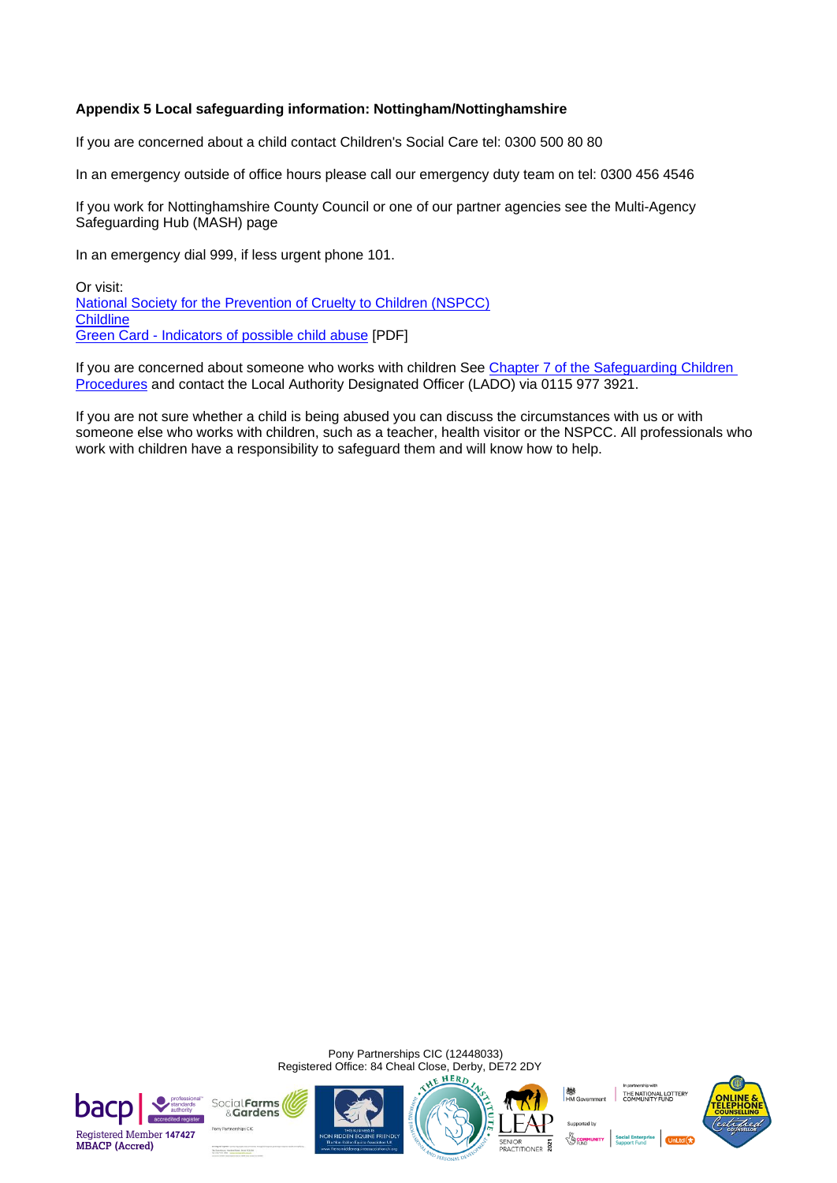**Appendix 5 Local safeguarding information: Nottingham/Nottinghamshire**

If you are concerned about a child contact Children's Social Care tel: 0300 500 80 80

In an emergency outside of office hours please call our emergency duty team on tel: 0300 456 4546

If you work for Nottinghamshire County Council or one of our partner agencies see the Multi-Agency Safeguarding Hub (MASH) page

In an emergency dial 999, if less urgent phone 101.

Or visit:
National Society for the Prevention of Cruelty to Children (NSPCC)
Childline
Green Card - Indicators of possible child abuse [PDF]

If you are concerned about someone who works with children See Chapter 7 of the Safeguarding Children Procedures and contact the Local Authority Designated Officer (LADO) via 0115 977 3921.

If you are not sure whether a child is being abused you can discuss the circumstances with us or with someone else who works with children, such as a teacher, health visitor or the NSPCC. All professionals who work with children have a responsibility to safeguard them and will know how to help.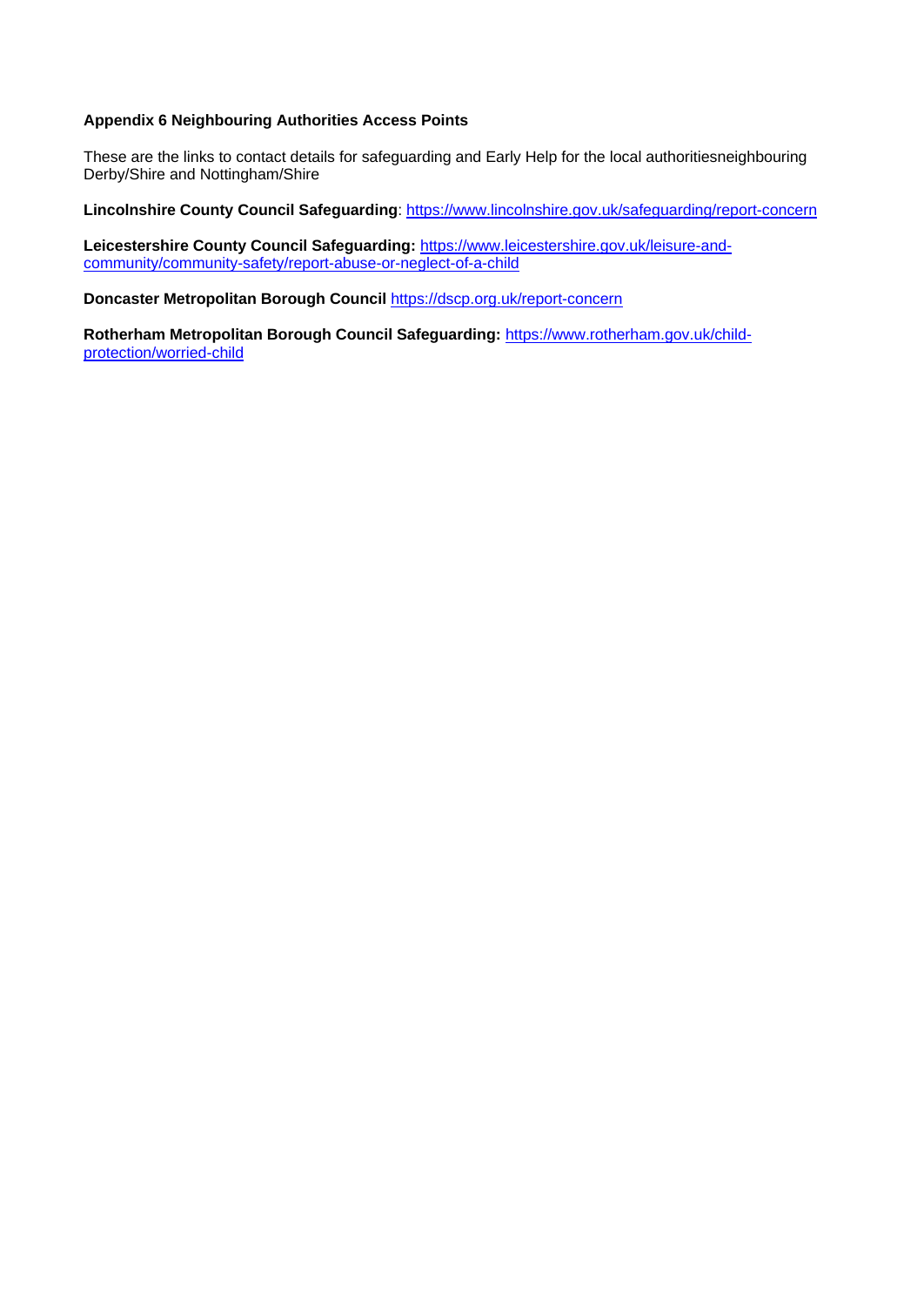**Appendix 6 Neighbouring Authorities Access Points**

These are the links to contact details for safeguarding and Early Help for the local authoritiesneighbouring Derby/Shire and Nottingham/Shire

**Lincolnshire County Council Safeguarding**: https://www.lincolnshire.gov.uk/safeguarding/report-concern

**Leicestershire County Council Safeguarding:** https://www.leicestershire.gov.uk/leisure-and-community/community-safety/report-abuse-or-neglect-of-a-child

**Doncaster Metropolitan Borough Council** https://dscp.org.uk/report-concern

**Rotherham Metropolitan Borough Council Safeguarding:** https://www.rotherham.gov.uk/child-protection/worried-child